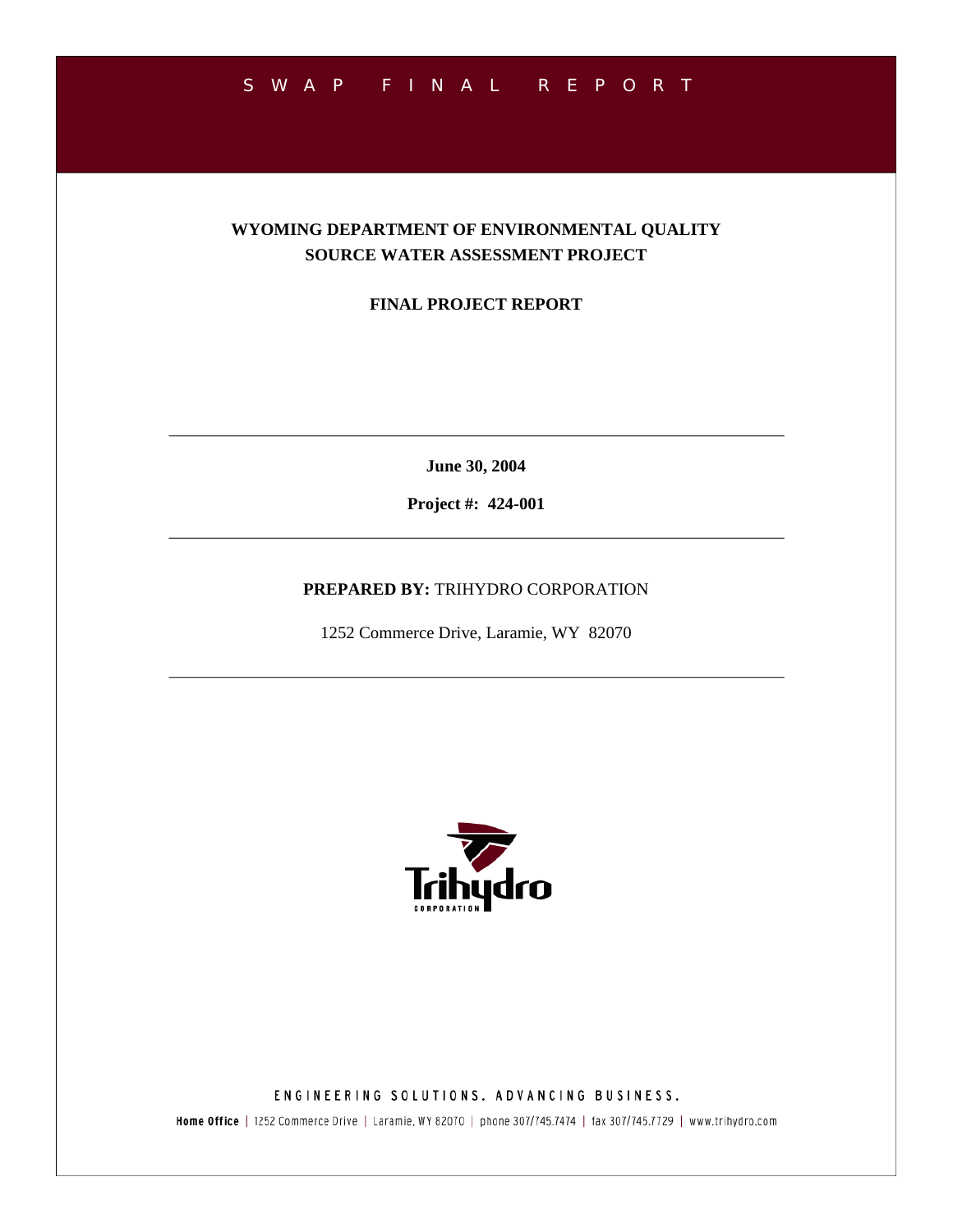SWAP FINAL REPORT

# WYOMING DEPARTMENT OF ENVIRONMENTAL QUALITY SOURCE WATER ASSESSMENT PROJECT

## FINAL PROJECT REPORT

---

**June 30, 2004**

**Project #: 424-001**

---

**PREPARED BY:** TRIHYDRO CORPORATION

1252 Commerce Drive, Laramie, WY 82070

---

ENGINEERING SOLUTIONS. ADVANCING BUSINESS.

**Home Office** | 1252 Commerce Drive | Laramie, WY 82070 | phone 307/745.7474 | fax 307/745.7729 | www.trihydro.com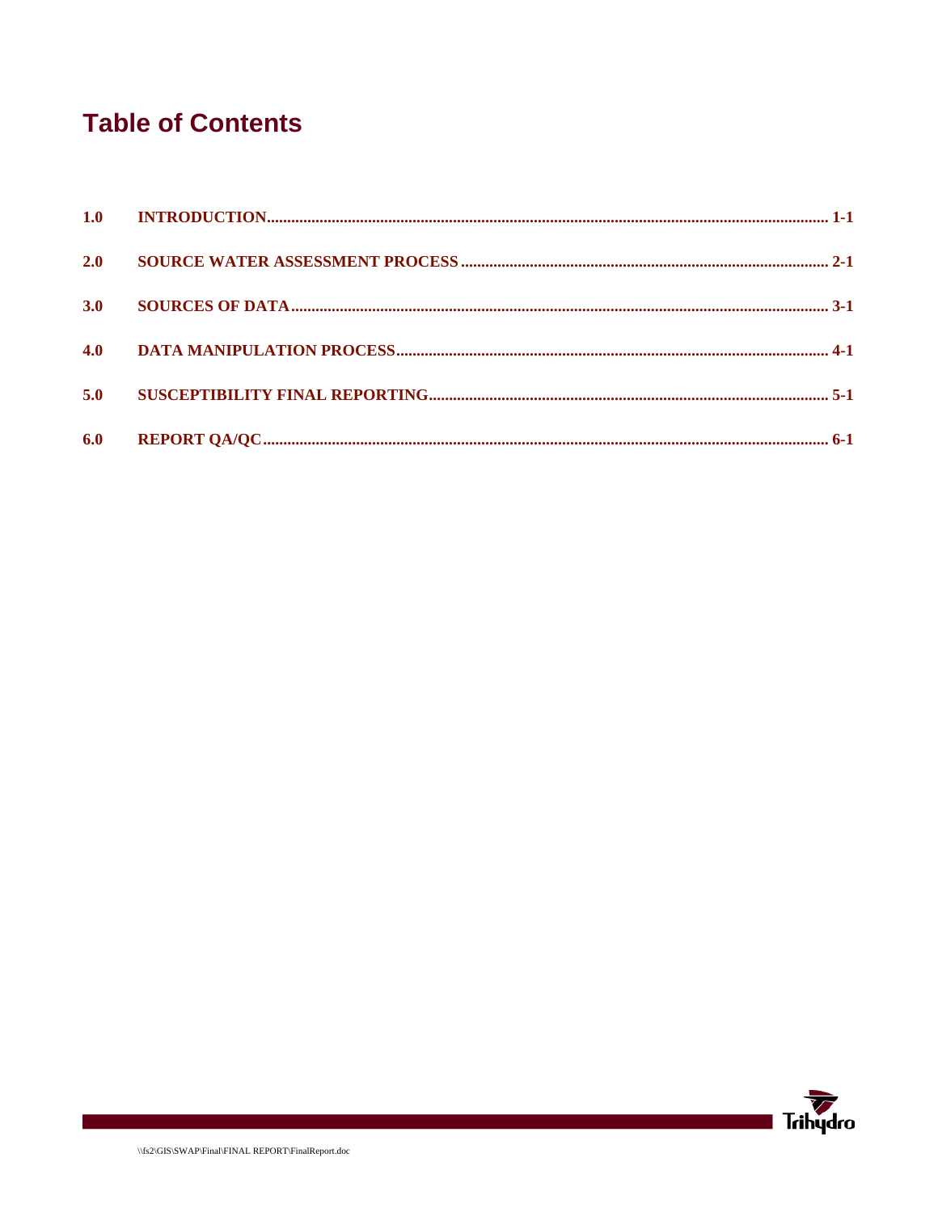# Table of Contents

**1.0 INTRODUCTION** ........................................................................................................ **1-1**

**2.0 SOURCE WATER ASSESSMENT PROCESS** .............................................................. **2-1**

**3.0 SOURCES OF DATA** .................................................................................................. **3-1**

**4.0 DATA MANIPULATION PROCESS** ............................................................................ **4-1**

**5.0 SUSCEPTIBILITY FINAL REPORTING** ........................................................................ **5-1**

**6.0 REPORT QA/QC** ........................................................................................................ **6-1**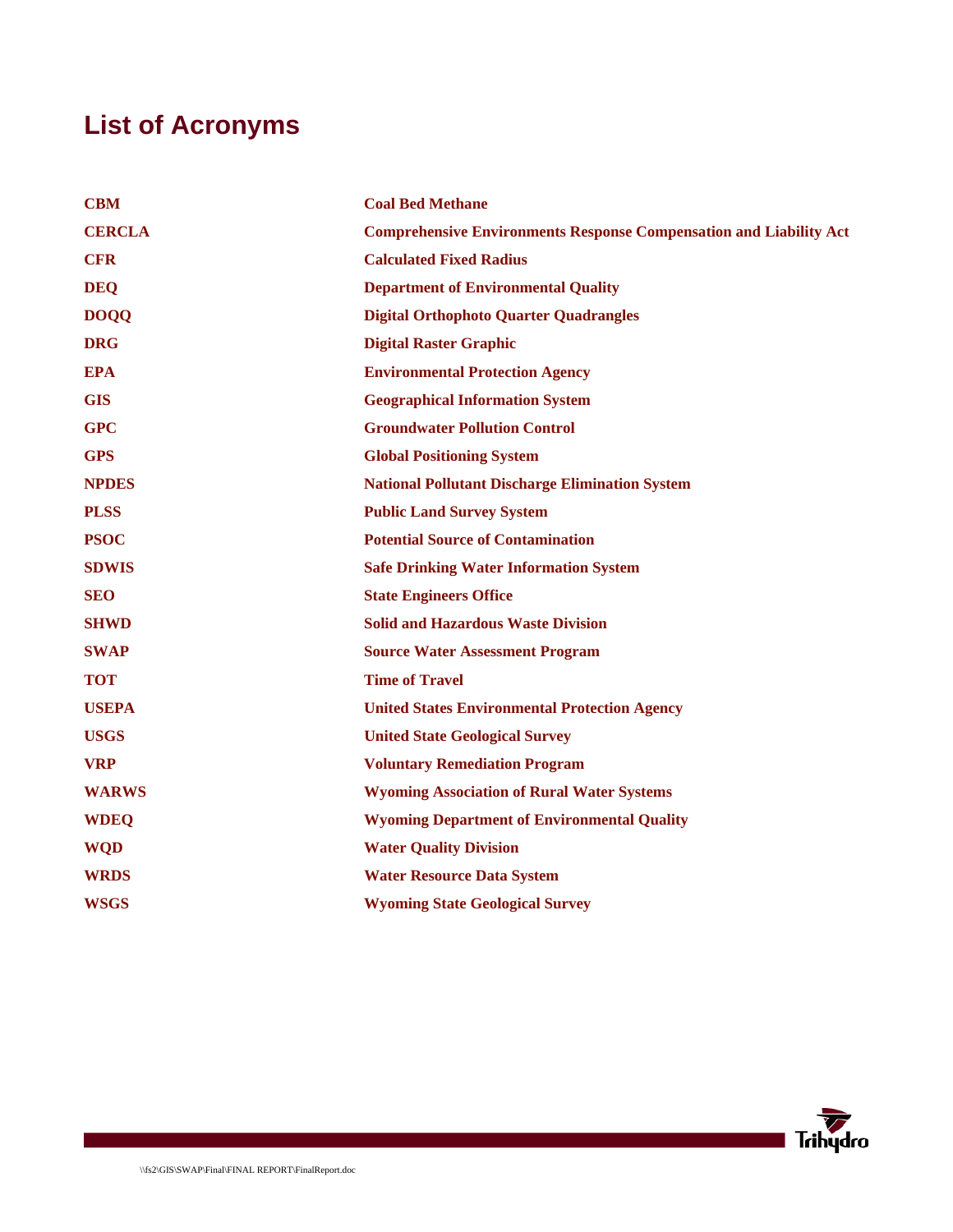# List of Acronyms

| | |
|---|---|
| **CBM** | **Coal Bed Methane** |
| **CERCLA** | **Comprehensive Environments Response Compensation and Liability Act** |
| **CFR** | **Calculated Fixed Radius** |
| **DEQ** | **Department of Environmental Quality** |
| **DOQQ** | **Digital Orthophoto Quarter Quadrangles** |
| **DRG** | **Digital Raster Graphic** |
| **EPA** | **Environmental Protection Agency** |
| **GIS** | **Geographical Information System** |
| **GPC** | **Groundwater Pollution Control** |
| **GPS** | **Global Positioning System** |
| **NPDES** | **National Pollutant Discharge Elimination System** |
| **PLSS** | **Public Land Survey System** |
| **PSOC** | **Potential Source of Contamination** |
| **SDWIS** | **Safe Drinking Water Information System** |
| **SEO** | **State Engineers Office** |
| **SHWD** | **Solid and Hazardous Waste Division** |
| **SWAP** | **Source Water Assessment Program** |
| **TOT** | **Time of Travel** |
| **USEPA** | **United States Environmental Protection Agency** |
| **USGS** | **United State Geological Survey** |
| **VRP** | **Voluntary Remediation Program** |
| **WARWS** | **Wyoming Association of Rural Water Systems** |
| **WDEQ** | **Wyoming Department of Environmental Quality** |
| **WQD** | **Water Quality Division** |
| **WRDS** | **Water Resource Data System** |
| **WSGS** | **Wyoming State Geological Survey** |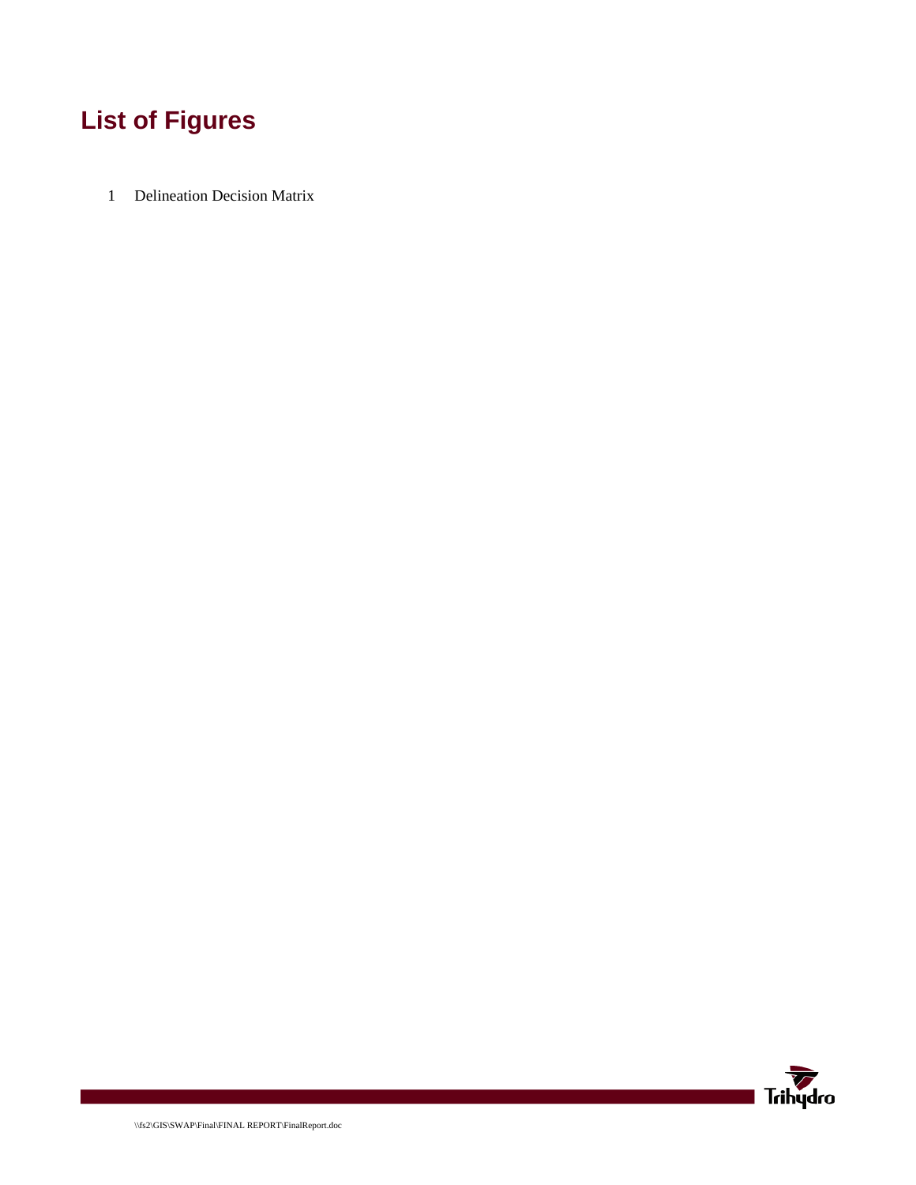# List of Figures

1 Delineation Decision Matrix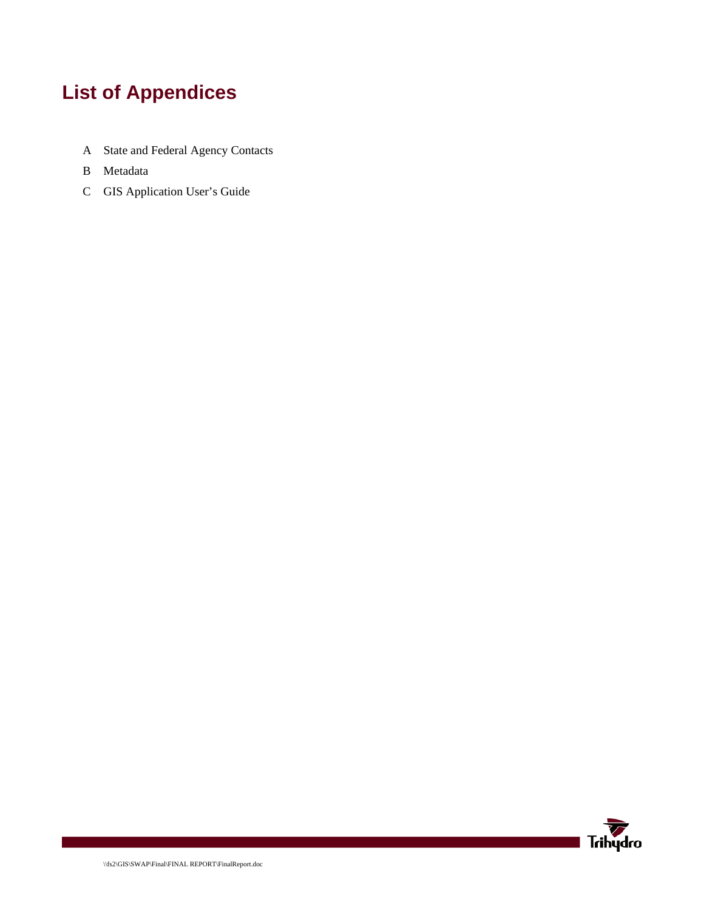# List of Appendices

A State and Federal Agency Contacts

B Metadata

C GIS Application User's Guide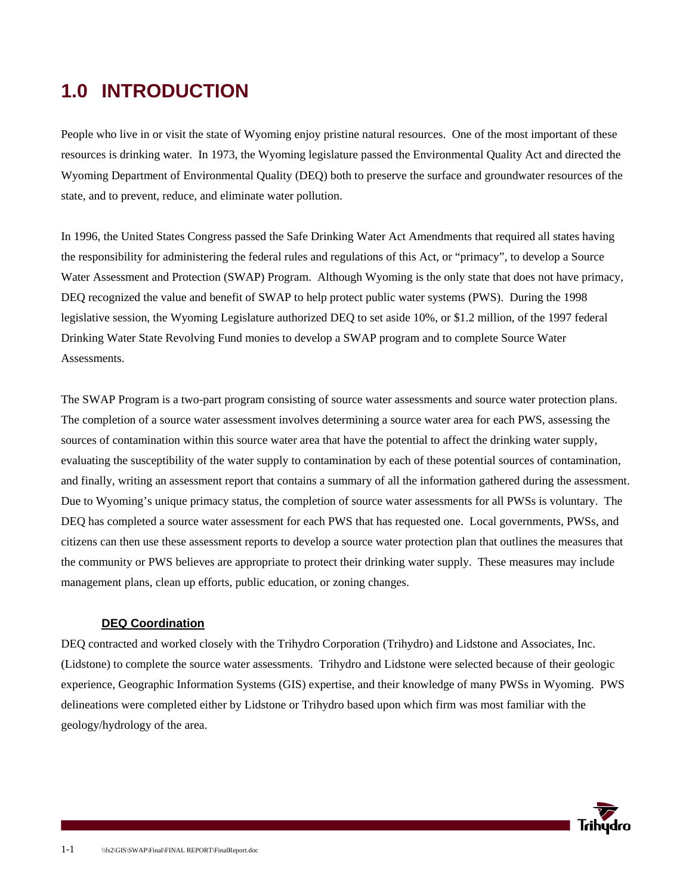# 1.0 INTRODUCTION

People who live in or visit the state of Wyoming enjoy pristine natural resources. One of the most important of these resources is drinking water. In 1973, the Wyoming legislature passed the Environmental Quality Act and directed the Wyoming Department of Environmental Quality (DEQ) both to preserve the surface and groundwater resources of the state, and to prevent, reduce, and eliminate water pollution.

In 1996, the United States Congress passed the Safe Drinking Water Act Amendments that required all states having the responsibility for administering the federal rules and regulations of this Act, or "primacy", to develop a Source Water Assessment and Protection (SWAP) Program. Although Wyoming is the only state that does not have primacy, DEQ recognized the value and benefit of SWAP to help protect public water systems (PWS). During the 1998 legislative session, the Wyoming Legislature authorized DEQ to set aside 10%, or $1.2 million, of the 1997 federal Drinking Water State Revolving Fund monies to develop a SWAP program and to complete Source Water Assessments.

The SWAP Program is a two-part program consisting of source water assessments and source water protection plans. The completion of a source water assessment involves determining a source water area for each PWS, assessing the sources of contamination within this source water area that have the potential to affect the drinking water supply, evaluating the susceptibility of the water supply to contamination by each of these potential sources of contamination, and finally, writing an assessment report that contains a summary of all the information gathered during the assessment. Due to Wyoming's unique primacy status, the completion of source water assessments for all PWSs is voluntary. The DEQ has completed a source water assessment for each PWS that has requested one. Local governments, PWSs, and citizens can then use these assessment reports to develop a source water protection plan that outlines the measures that the community or PWS believes are appropriate to protect their drinking water supply. These measures may include management plans, clean up efforts, public education, or zoning changes.

### DEQ Coordination

DEQ contracted and worked closely with the Trihydro Corporation (Trihydro) and Lidstone and Associates, Inc. (Lidstone) to complete the source water assessments. Trihydro and Lidstone were selected because of their geologic experience, Geographic Information Systems (GIS) expertise, and their knowledge of many PWSs in Wyoming. PWS delineations were completed either by Lidstone or Trihydro based upon which firm was most familiar with the geology/hydrology of the area.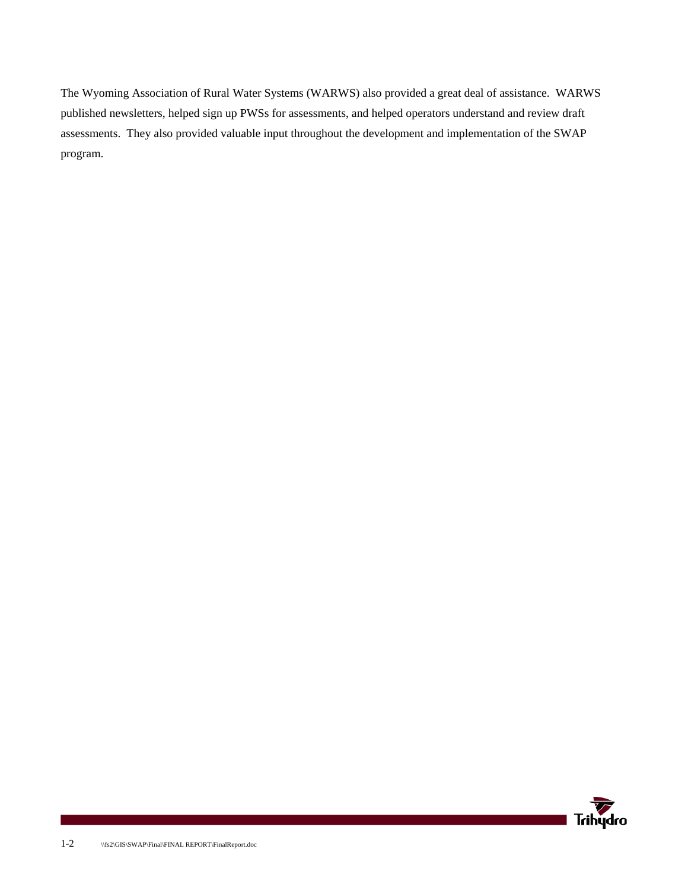The Wyoming Association of Rural Water Systems (WARWS) also provided a great deal of assistance. WARWS published newsletters, helped sign up PWSs for assessments, and helped operators understand and review draft assessments. They also provided valuable input throughout the development and implementation of the SWAP program.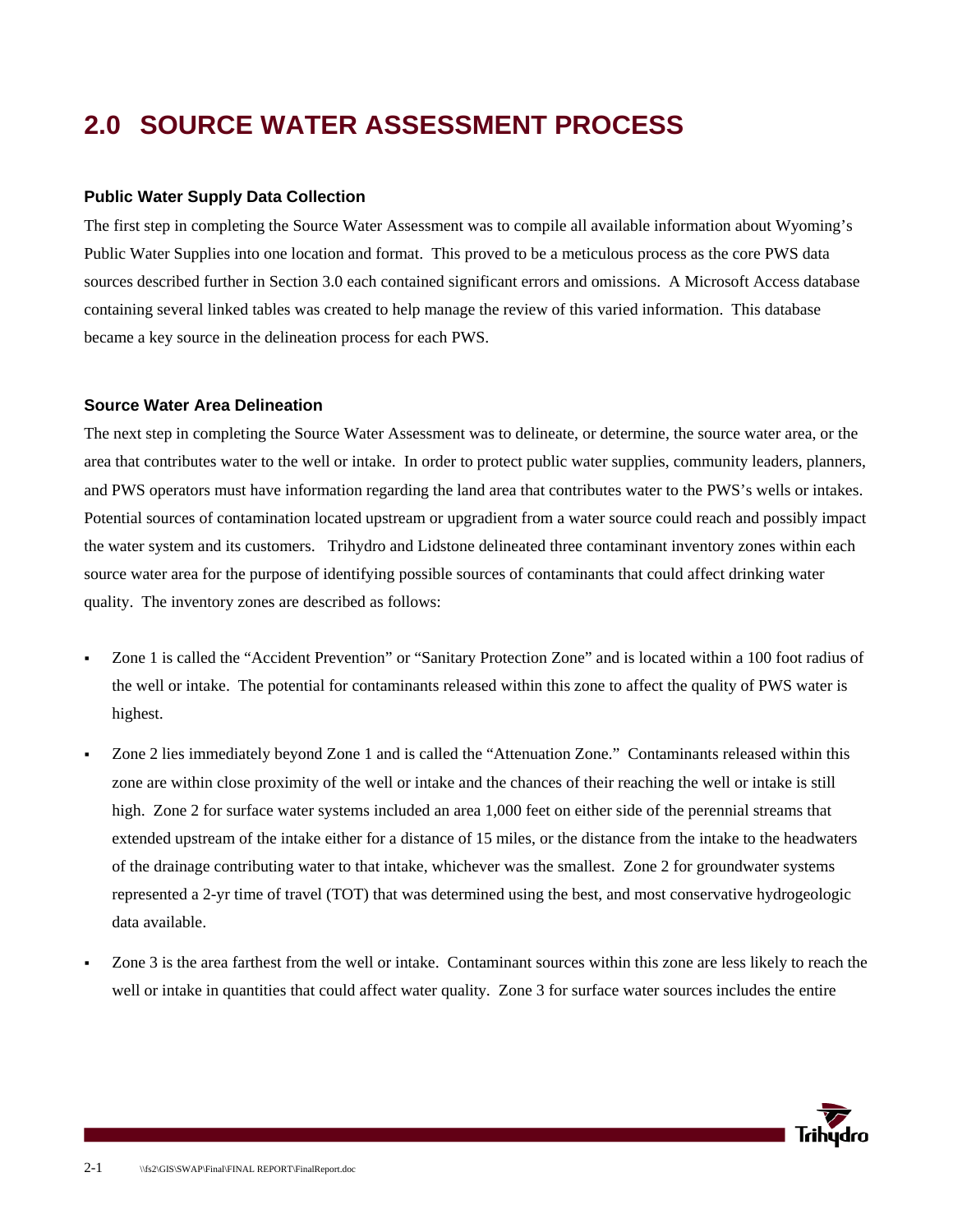# 2.0 SOURCE WATER ASSESSMENT PROCESS

### Public Water Supply Data Collection

The first step in completing the Source Water Assessment was to compile all available information about Wyoming's Public Water Supplies into one location and format. This proved to be a meticulous process as the core PWS data sources described further in Section 3.0 each contained significant errors and omissions. A Microsoft Access database containing several linked tables was created to help manage the review of this varied information. This database became a key source in the delineation process for each PWS.

### Source Water Area Delineation

The next step in completing the Source Water Assessment was to delineate, or determine, the source water area, or the area that contributes water to the well or intake. In order to protect public water supplies, community leaders, planners, and PWS operators must have information regarding the land area that contributes water to the PWS's wells or intakes. Potential sources of contamination located upstream or upgradient from a water source could reach and possibly impact the water system and its customers. Trihydro and Lidstone delineated three contaminant inventory zones within each source water area for the purpose of identifying possible sources of contaminants that could affect drinking water quality. The inventory zones are described as follows:

- Zone 1 is called the "Accident Prevention" or "Sanitary Protection Zone" and is located within a 100 foot radius of the well or intake. The potential for contaminants released within this zone to affect the quality of PWS water is highest.
- Zone 2 lies immediately beyond Zone 1 and is called the "Attenuation Zone." Contaminants released within this zone are within close proximity of the well or intake and the chances of their reaching the well or intake is still high. Zone 2 for surface water systems included an area 1,000 feet on either side of the perennial streams that extended upstream of the intake either for a distance of 15 miles, or the distance from the intake to the headwaters of the drainage contributing water to that intake, whichever was the smallest. Zone 2 for groundwater systems represented a 2-yr time of travel (TOT) that was determined using the best, and most conservative hydrogeologic data available.
- Zone 3 is the area farthest from the well or intake. Contaminant sources within this zone are less likely to reach the well or intake in quantities that could affect water quality. Zone 3 for surface water sources includes the entire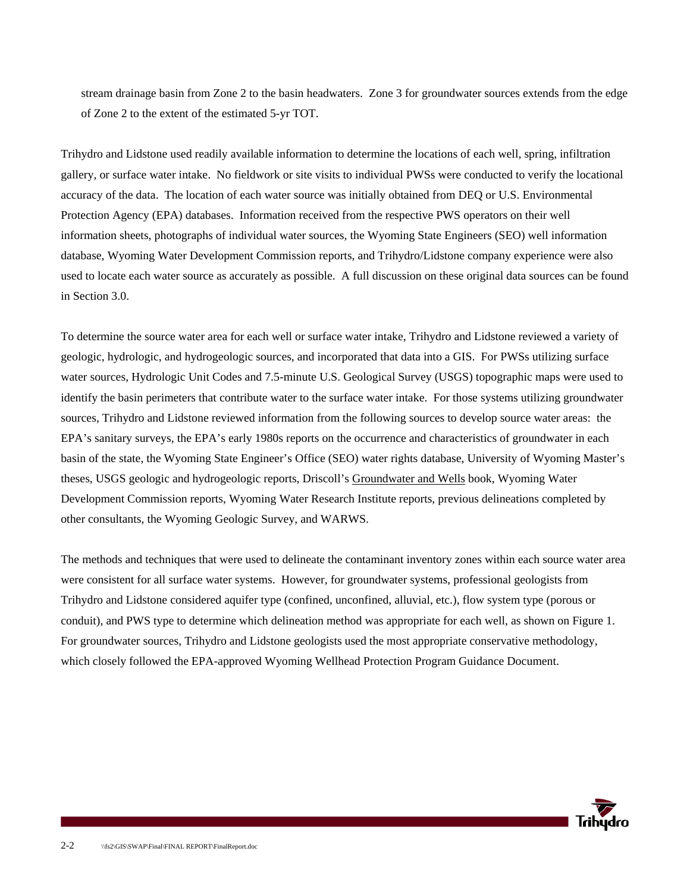stream drainage basin from Zone 2 to the basin headwaters. Zone 3 for groundwater sources extends from the edge of Zone 2 to the extent of the estimated 5-yr TOT.

Trihydro and Lidstone used readily available information to determine the locations of each well, spring, infiltration gallery, or surface water intake. No fieldwork or site visits to individual PWSs were conducted to verify the locational accuracy of the data. The location of each water source was initially obtained from DEQ or U.S. Environmental Protection Agency (EPA) databases. Information received from the respective PWS operators on their well information sheets, photographs of individual water sources, the Wyoming State Engineers (SEO) well information database, Wyoming Water Development Commission reports, and Trihydro/Lidstone company experience were also used to locate each water source as accurately as possible. A full discussion on these original data sources can be found in Section 3.0.

To determine the source water area for each well or surface water intake, Trihydro and Lidstone reviewed a variety of geologic, hydrologic, and hydrogeologic sources, and incorporated that data into a GIS. For PWSs utilizing surface water sources, Hydrologic Unit Codes and 7.5-minute U.S. Geological Survey (USGS) topographic maps were used to identify the basin perimeters that contribute water to the surface water intake. For those systems utilizing groundwater sources, Trihydro and Lidstone reviewed information from the following sources to develop source water areas: the EPA's sanitary surveys, the EPA's early 1980s reports on the occurrence and characteristics of groundwater in each basin of the state, the Wyoming State Engineer's Office (SEO) water rights database, University of Wyoming Master's theses, USGS geologic and hydrogeologic reports, Driscoll's Groundwater and Wells book, Wyoming Water Development Commission reports, Wyoming Water Research Institute reports, previous delineations completed by other consultants, the Wyoming Geologic Survey, and WARWS.

The methods and techniques that were used to delineate the contaminant inventory zones within each source water area were consistent for all surface water systems. However, for groundwater systems, professional geologists from Trihydro and Lidstone considered aquifer type (confined, unconfined, alluvial, etc.), flow system type (porous or conduit), and PWS type to determine which delineation method was appropriate for each well, as shown on Figure 1. For groundwater sources, Trihydro and Lidstone geologists used the most appropriate conservative methodology, which closely followed the EPA-approved Wyoming Wellhead Protection Program Guidance Document.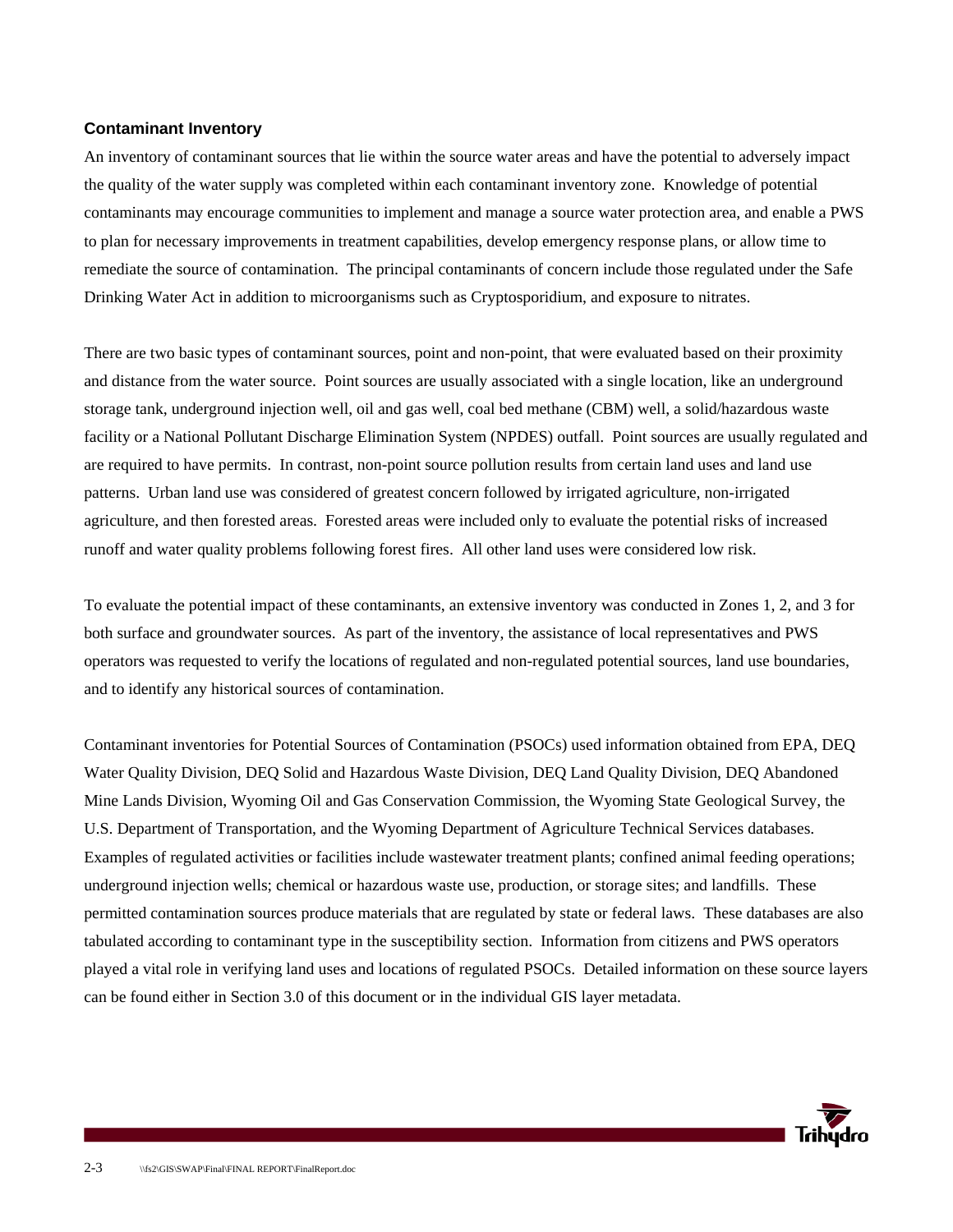### Contaminant Inventory

An inventory of contaminant sources that lie within the source water areas and have the potential to adversely impact the quality of the water supply was completed within each contaminant inventory zone. Knowledge of potential contaminants may encourage communities to implement and manage a source water protection area, and enable a PWS to plan for necessary improvements in treatment capabilities, develop emergency response plans, or allow time to remediate the source of contamination. The principal contaminants of concern include those regulated under the Safe Drinking Water Act in addition to microorganisms such as Cryptosporidium, and exposure to nitrates.

There are two basic types of contaminant sources, point and non-point, that were evaluated based on their proximity and distance from the water source. Point sources are usually associated with a single location, like an underground storage tank, underground injection well, oil and gas well, coal bed methane (CBM) well, a solid/hazardous waste facility or a National Pollutant Discharge Elimination System (NPDES) outfall. Point sources are usually regulated and are required to have permits. In contrast, non-point source pollution results from certain land uses and land use patterns. Urban land use was considered of greatest concern followed by irrigated agriculture, non-irrigated agriculture, and then forested areas. Forested areas were included only to evaluate the potential risks of increased runoff and water quality problems following forest fires. All other land uses were considered low risk.

To evaluate the potential impact of these contaminants, an extensive inventory was conducted in Zones 1, 2, and 3 for both surface and groundwater sources. As part of the inventory, the assistance of local representatives and PWS operators was requested to verify the locations of regulated and non-regulated potential sources, land use boundaries, and to identify any historical sources of contamination.

Contaminant inventories for Potential Sources of Contamination (PSOCs) used information obtained from EPA, DEQ Water Quality Division, DEQ Solid and Hazardous Waste Division, DEQ Land Quality Division, DEQ Abandoned Mine Lands Division, Wyoming Oil and Gas Conservation Commission, the Wyoming State Geological Survey, the U.S. Department of Transportation, and the Wyoming Department of Agriculture Technical Services databases. Examples of regulated activities or facilities include wastewater treatment plants; confined animal feeding operations; underground injection wells; chemical or hazardous waste use, production, or storage sites; and landfills. These permitted contamination sources produce materials that are regulated by state or federal laws. These databases are also tabulated according to contaminant type in the susceptibility section. Information from citizens and PWS operators played a vital role in verifying land uses and locations of regulated PSOCs. Detailed information on these source layers can be found either in Section 3.0 of this document or in the individual GIS layer metadata.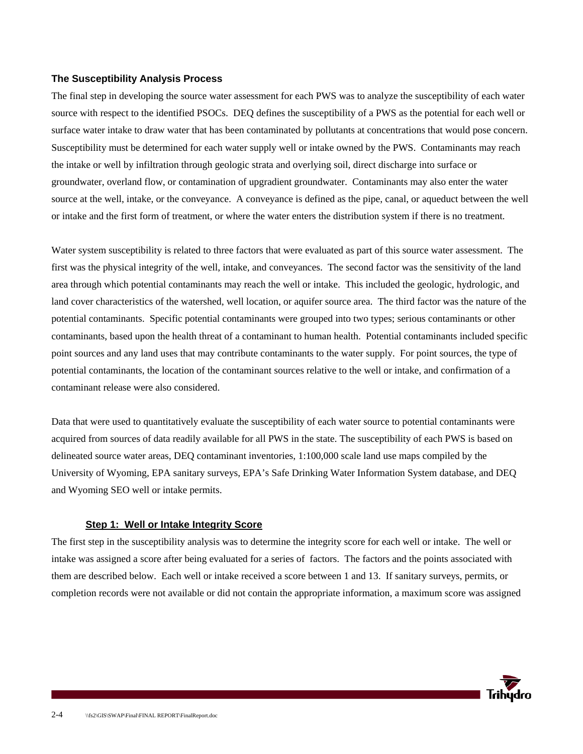## The Susceptibility Analysis Process

The final step in developing the source water assessment for each PWS was to analyze the susceptibility of each water source with respect to the identified PSOCs. DEQ defines the susceptibility of a PWS as the potential for each well or surface water intake to draw water that has been contaminated by pollutants at concentrations that would pose concern. Susceptibility must be determined for each water supply well or intake owned by the PWS. Contaminants may reach the intake or well by infiltration through geologic strata and overlying soil, direct discharge into surface or groundwater, overland flow, or contamination of upgradient groundwater. Contaminants may also enter the water source at the well, intake, or the conveyance. A conveyance is defined as the pipe, canal, or aqueduct between the well or intake and the first form of treatment, or where the water enters the distribution system if there is no treatment.

Water system susceptibility is related to three factors that were evaluated as part of this source water assessment. The first was the physical integrity of the well, intake, and conveyances. The second factor was the sensitivity of the land area through which potential contaminants may reach the well or intake. This included the geologic, hydrologic, and land cover characteristics of the watershed, well location, or aquifer source area. The third factor was the nature of the potential contaminants. Specific potential contaminants were grouped into two types; serious contaminants or other contaminants, based upon the health threat of a contaminant to human health. Potential contaminants included specific point sources and any land uses that may contribute contaminants to the water supply. For point sources, the type of potential contaminants, the location of the contaminant sources relative to the well or intake, and confirmation of a contaminant release were also considered.

Data that were used to quantitatively evaluate the susceptibility of each water source to potential contaminants were acquired from sources of data readily available for all PWS in the state. The susceptibility of each PWS is based on delineated source water areas, DEQ contaminant inventories, 1:100,000 scale land use maps compiled by the University of Wyoming, EPA sanitary surveys, EPA's Safe Drinking Water Information System database, and DEQ and Wyoming SEO well or intake permits.

### Step 1: Well or Intake Integrity Score

The first step in the susceptibility analysis was to determine the integrity score for each well or intake. The well or intake was assigned a score after being evaluated for a series of factors. The factors and the points associated with them are described below. Each well or intake received a score between 1 and 13. If sanitary surveys, permits, or completion records were not available or did not contain the appropriate information, a maximum score was assigned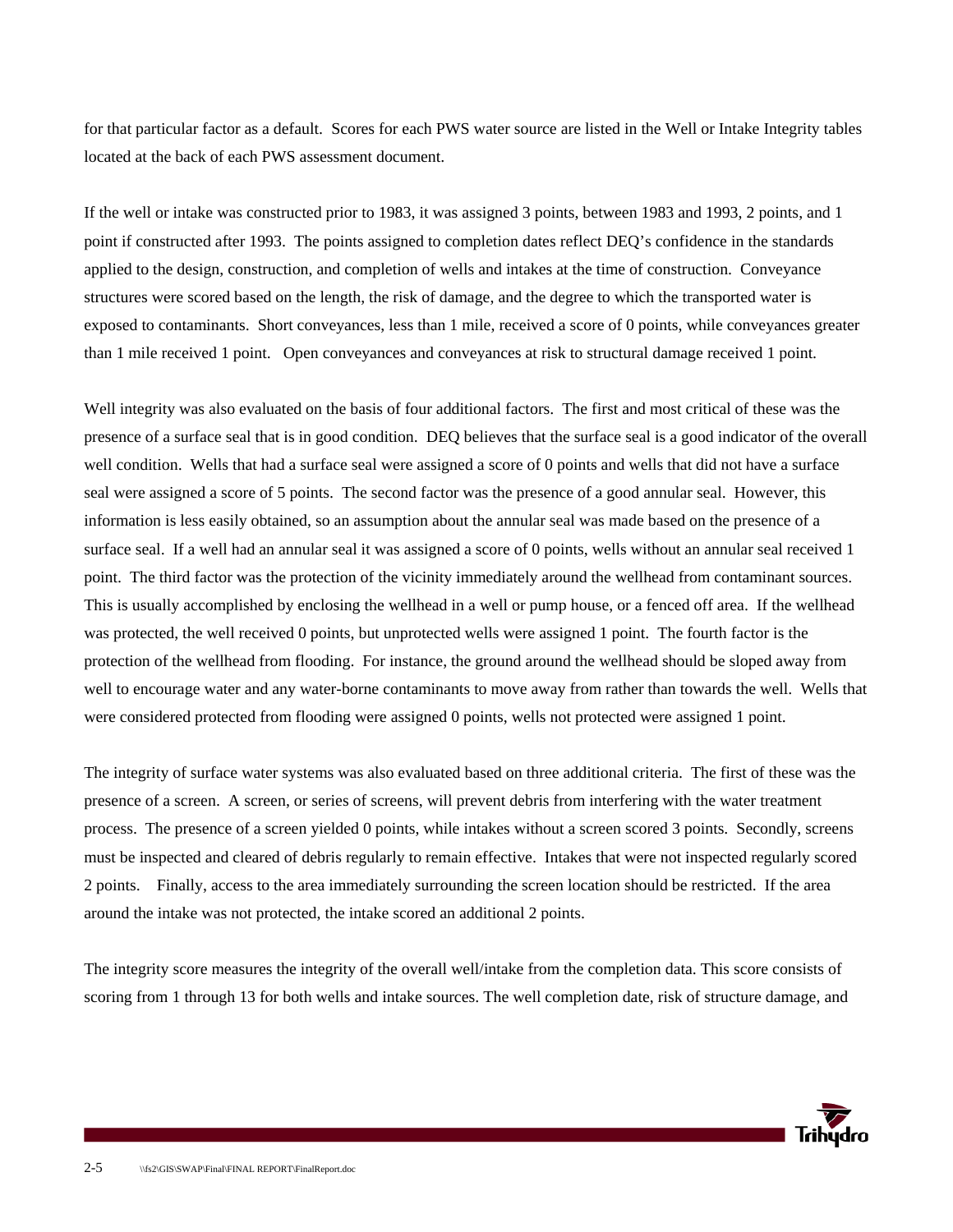for that particular factor as a default. Scores for each PWS water source are listed in the Well or Intake Integrity tables located at the back of each PWS assessment document.

If the well or intake was constructed prior to 1983, it was assigned 3 points, between 1983 and 1993, 2 points, and 1 point if constructed after 1993. The points assigned to completion dates reflect DEQ's confidence in the standards applied to the design, construction, and completion of wells and intakes at the time of construction. Conveyance structures were scored based on the length, the risk of damage, and the degree to which the transported water is exposed to contaminants. Short conveyances, less than 1 mile, received a score of 0 points, while conveyances greater than 1 mile received 1 point. Open conveyances and conveyances at risk to structural damage received 1 point.

Well integrity was also evaluated on the basis of four additional factors. The first and most critical of these was the presence of a surface seal that is in good condition. DEQ believes that the surface seal is a good indicator of the overall well condition. Wells that had a surface seal were assigned a score of 0 points and wells that did not have a surface seal were assigned a score of 5 points. The second factor was the presence of a good annular seal. However, this information is less easily obtained, so an assumption about the annular seal was made based on the presence of a surface seal. If a well had an annular seal it was assigned a score of 0 points, wells without an annular seal received 1 point. The third factor was the protection of the vicinity immediately around the wellhead from contaminant sources. This is usually accomplished by enclosing the wellhead in a well or pump house, or a fenced off area. If the wellhead was protected, the well received 0 points, but unprotected wells were assigned 1 point. The fourth factor is the protection of the wellhead from flooding. For instance, the ground around the wellhead should be sloped away from well to encourage water and any water-borne contaminants to move away from rather than towards the well. Wells that were considered protected from flooding were assigned 0 points, wells not protected were assigned 1 point.

The integrity of surface water systems was also evaluated based on three additional criteria. The first of these was the presence of a screen. A screen, or series of screens, will prevent debris from interfering with the water treatment process. The presence of a screen yielded 0 points, while intakes without a screen scored 3 points. Secondly, screens must be inspected and cleared of debris regularly to remain effective. Intakes that were not inspected regularly scored 2 points. Finally, access to the area immediately surrounding the screen location should be restricted. If the area around the intake was not protected, the intake scored an additional 2 points.

The integrity score measures the integrity of the overall well/intake from the completion data. This score consists of scoring from 1 through 13 for both wells and intake sources. The well completion date, risk of structure damage, and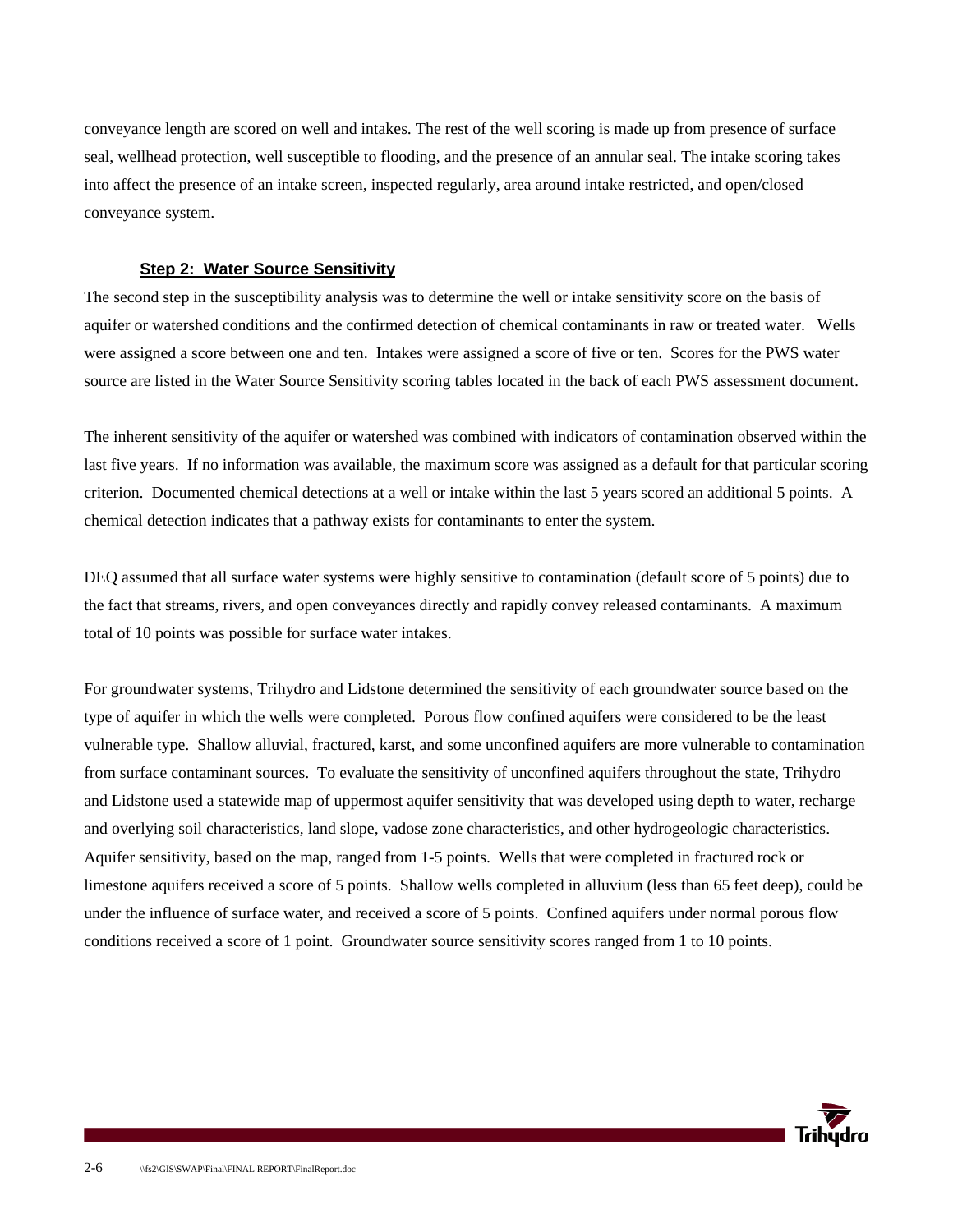conveyance length are scored on well and intakes. The rest of the well scoring is made up from presence of surface seal, wellhead protection, well susceptible to flooding, and the presence of an annular seal. The intake scoring takes into affect the presence of an intake screen, inspected regularly, area around intake restricted, and open/closed conveyance system.

### Step 2: Water Source Sensitivity

The second step in the susceptibility analysis was to determine the well or intake sensitivity score on the basis of aquifer or watershed conditions and the confirmed detection of chemical contaminants in raw or treated water. Wells were assigned a score between one and ten. Intakes were assigned a score of five or ten. Scores for the PWS water source are listed in the Water Source Sensitivity scoring tables located in the back of each PWS assessment document.

The inherent sensitivity of the aquifer or watershed was combined with indicators of contamination observed within the last five years. If no information was available, the maximum score was assigned as a default for that particular scoring criterion. Documented chemical detections at a well or intake within the last 5 years scored an additional 5 points. A chemical detection indicates that a pathway exists for contaminants to enter the system.

DEQ assumed that all surface water systems were highly sensitive to contamination (default score of 5 points) due to the fact that streams, rivers, and open conveyances directly and rapidly convey released contaminants. A maximum total of 10 points was possible for surface water intakes.

For groundwater systems, Trihydro and Lidstone determined the sensitivity of each groundwater source based on the type of aquifer in which the wells were completed. Porous flow confined aquifers were considered to be the least vulnerable type. Shallow alluvial, fractured, karst, and some unconfined aquifers are more vulnerable to contamination from surface contaminant sources. To evaluate the sensitivity of unconfined aquifers throughout the state, Trihydro and Lidstone used a statewide map of uppermost aquifer sensitivity that was developed using depth to water, recharge and overlying soil characteristics, land slope, vadose zone characteristics, and other hydrogeologic characteristics. Aquifer sensitivity, based on the map, ranged from 1-5 points. Wells that were completed in fractured rock or limestone aquifers received a score of 5 points. Shallow wells completed in alluvium (less than 65 feet deep), could be under the influence of surface water, and received a score of 5 points. Confined aquifers under normal porous flow conditions received a score of 1 point. Groundwater source sensitivity scores ranged from 1 to 10 points.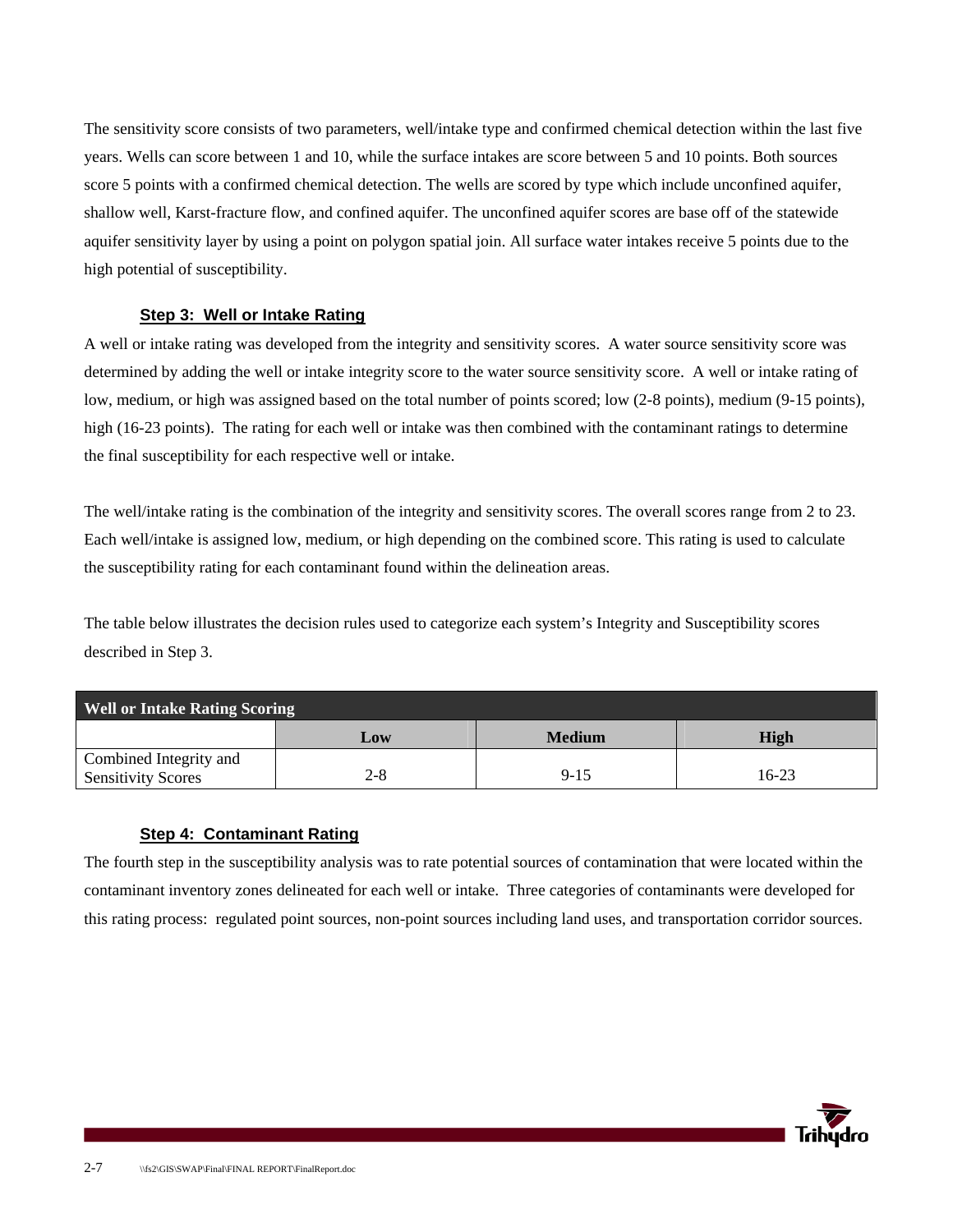The sensitivity score consists of two parameters, well/intake type and confirmed chemical detection within the last five years. Wells can score between 1 and 10, while the surface intakes are score between 5 and 10 points. Both sources score 5 points with a confirmed chemical detection. The wells are scored by type which include unconfined aquifer, shallow well, Karst-fracture flow, and confined aquifer. The unconfined aquifer scores are base off of the statewide aquifer sensitivity layer by using a point on polygon spatial join. All surface water intakes receive 5 points due to the high potential of susceptibility.

### Step 3: Well or Intake Rating

A well or intake rating was developed from the integrity and sensitivity scores. A water source sensitivity score was determined by adding the well or intake integrity score to the water source sensitivity score. A well or intake rating of low, medium, or high was assigned based on the total number of points scored; low (2-8 points), medium (9-15 points), high (16-23 points). The rating for each well or intake was then combined with the contaminant ratings to determine the final susceptibility for each respective well or intake.

The well/intake rating is the combination of the integrity and sensitivity scores. The overall scores range from 2 to 23. Each well/intake is assigned low, medium, or high depending on the combined score. This rating is used to calculate the susceptibility rating for each contaminant found within the delineation areas.

The table below illustrates the decision rules used to categorize each system's Integrity and Susceptibility scores described in Step 3.

| Well or Intake Rating Scoring | | | |
|---|---|---|---|
| | **Low** | **Medium** | **High** |
| Combined Integrity and Sensitivity Scores | 2-8 | 9-15 | 16-23 |

### Step 4: Contaminant Rating

The fourth step in the susceptibility analysis was to rate potential sources of contamination that were located within the contaminant inventory zones delineated for each well or intake. Three categories of contaminants were developed for this rating process: regulated point sources, non-point sources including land uses, and transportation corridor sources.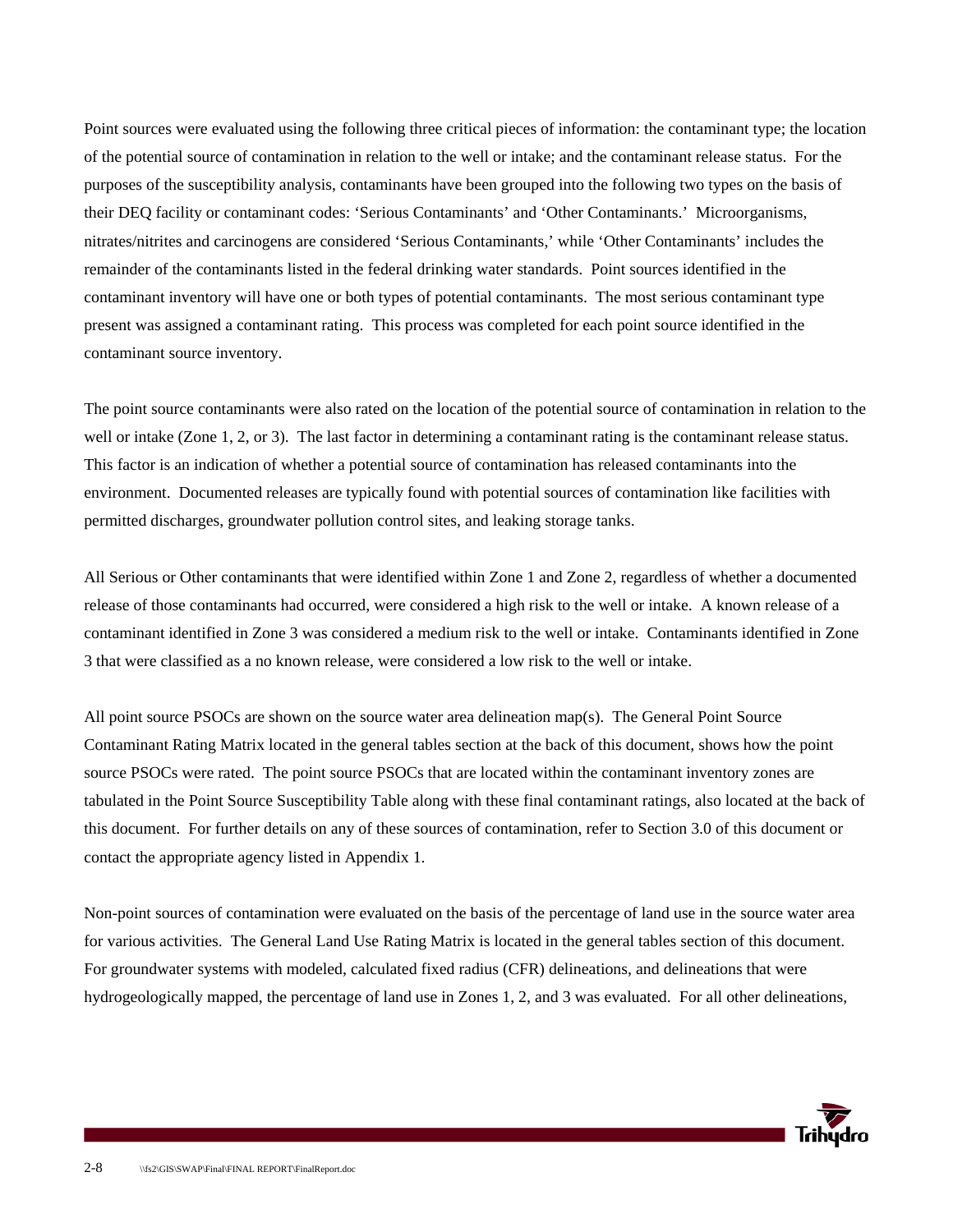Point sources were evaluated using the following three critical pieces of information: the contaminant type; the location of the potential source of contamination in relation to the well or intake; and the contaminant release status. For the purposes of the susceptibility analysis, contaminants have been grouped into the following two types on the basis of their DEQ facility or contaminant codes: 'Serious Contaminants' and 'Other Contaminants.' Microorganisms, nitrates/nitrites and carcinogens are considered 'Serious Contaminants,' while 'Other Contaminants' includes the remainder of the contaminants listed in the federal drinking water standards. Point sources identified in the contaminant inventory will have one or both types of potential contaminants. The most serious contaminant type present was assigned a contaminant rating. This process was completed for each point source identified in the contaminant source inventory.

The point source contaminants were also rated on the location of the potential source of contamination in relation to the well or intake (Zone 1, 2, or 3). The last factor in determining a contaminant rating is the contaminant release status. This factor is an indication of whether a potential source of contamination has released contaminants into the environment. Documented releases are typically found with potential sources of contamination like facilities with permitted discharges, groundwater pollution control sites, and leaking storage tanks.

All Serious or Other contaminants that were identified within Zone 1 and Zone 2, regardless of whether a documented release of those contaminants had occurred, were considered a high risk to the well or intake. A known release of a contaminant identified in Zone 3 was considered a medium risk to the well or intake. Contaminants identified in Zone 3 that were classified as a no known release, were considered a low risk to the well or intake.

All point source PSOCs are shown on the source water area delineation map(s). The General Point Source Contaminant Rating Matrix located in the general tables section at the back of this document, shows how the point source PSOCs were rated. The point source PSOCs that are located within the contaminant inventory zones are tabulated in the Point Source Susceptibility Table along with these final contaminant ratings, also located at the back of this document. For further details on any of these sources of contamination, refer to Section 3.0 of this document or contact the appropriate agency listed in Appendix 1.

Non-point sources of contamination were evaluated on the basis of the percentage of land use in the source water area for various activities. The General Land Use Rating Matrix is located in the general tables section of this document. For groundwater systems with modeled, calculated fixed radius (CFR) delineations, and delineations that were hydrogeologically mapped, the percentage of land use in Zones 1, 2, and 3 was evaluated. For all other delineations,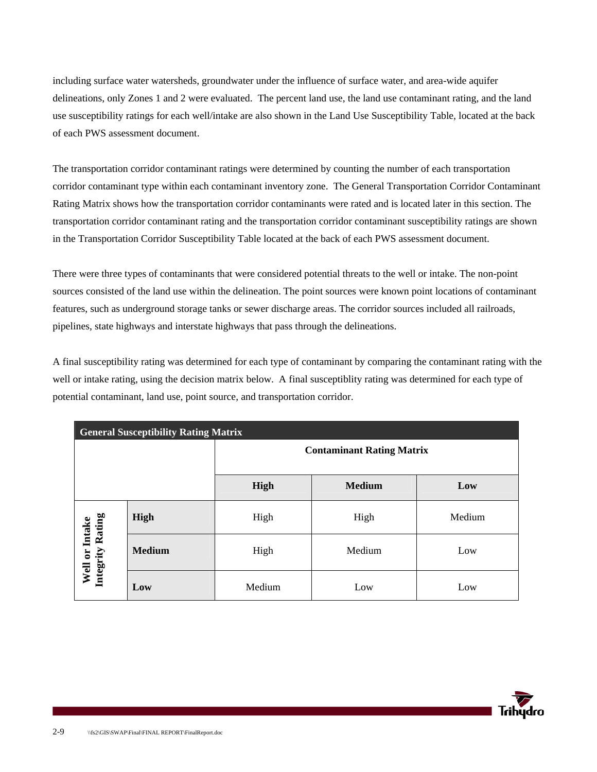including surface water watersheds, groundwater under the influence of surface water, and area-wide aquifer delineations, only Zones 1 and 2 were evaluated. The percent land use, the land use contaminant rating, and the land use susceptibility ratings for each well/intake are also shown in the Land Use Susceptibility Table, located at the back of each PWS assessment document.

The transportation corridor contaminant ratings were determined by counting the number of each transportation corridor contaminant type within each contaminant inventory zone. The General Transportation Corridor Contaminant Rating Matrix shows how the transportation corridor contaminants were rated and is located later in this section. The transportation corridor contaminant rating and the transportation corridor contaminant susceptibility ratings are shown in the Transportation Corridor Susceptibility Table located at the back of each PWS assessment document.

There were three types of contaminants that were considered potential threats to the well or intake. The non-point sources consisted of the land use within the delineation. The point sources were known point locations of contaminant features, such as underground storage tanks or sewer discharge areas. The corridor sources included all railroads, pipelines, state highways and interstate highways that pass through the delineations.

A final susceptibility rating was determined for each type of contaminant by comparing the contaminant rating with the well or intake rating, using the decision matrix below. A final susceptiblity rating was determined for each type of potential contaminant, land use, point source, and transportation corridor.

**General Susceptibility Rating Matrix**

| | | Contaminant Rating Matrix | | |
|---|---|---|---|---|
| | | **High** | **Medium** | **Low** |
| **Well or Intake Integrity Rating** | **High** | High | High | Medium |
| | **Medium** | High | Medium | Low |
| | **Low** | Medium | Low | Low |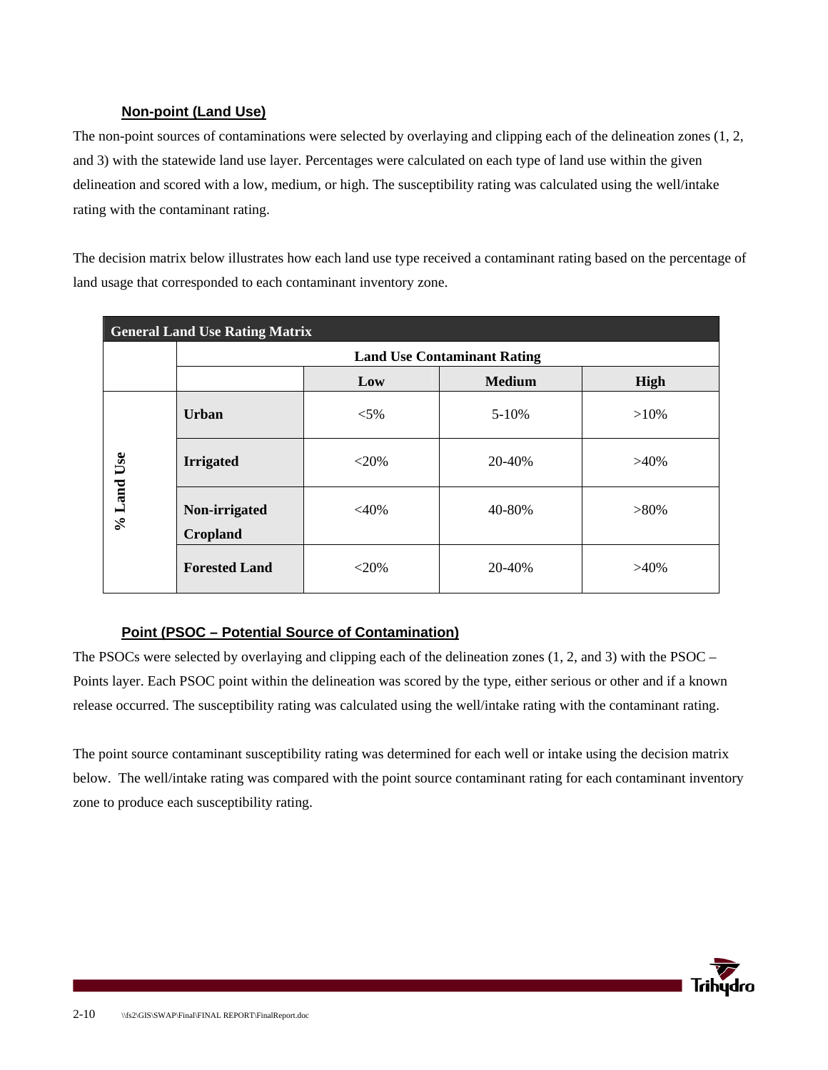#### Non-point (Land Use)

The non-point sources of contaminations were selected by overlaying and clipping each of the delineation zones (1, 2, and 3) with the statewide land use layer. Percentages were calculated on each type of land use within the given delineation and scored with a low, medium, or high. The susceptibility rating was calculated using the well/intake rating with the contaminant rating.

The decision matrix below illustrates how each land use type received a contaminant rating based on the percentage of land usage that corresponded to each contaminant inventory zone.

| General Land Use Rating Matrix | | | | |
|---|---|---|---|---|
| | | Land Use Contaminant Rating | | |
| | | Low | Medium | High |
| % Land Use | Urban | <5% | 5-10% | >10% |
| | Irrigated | <20% | 20-40% | >40% |
| | Non-irrigated Cropland | <40% | 40-80% | >80% |
| | Forested Land | <20% | 20-40% | >40% |

#### Point (PSOC – Potential Source of Contamination)

The PSOCs were selected by overlaying and clipping each of the delineation zones (1, 2, and 3) with the PSOC – Points layer. Each PSOC point within the delineation was scored by the type, either serious or other and if a known release occurred. The susceptibility rating was calculated using the well/intake rating with the contaminant rating.

The point source contaminant susceptibility rating was determined for each well or intake using the decision matrix below. The well/intake rating was compared with the point source contaminant rating for each contaminant inventory zone to produce each susceptibility rating.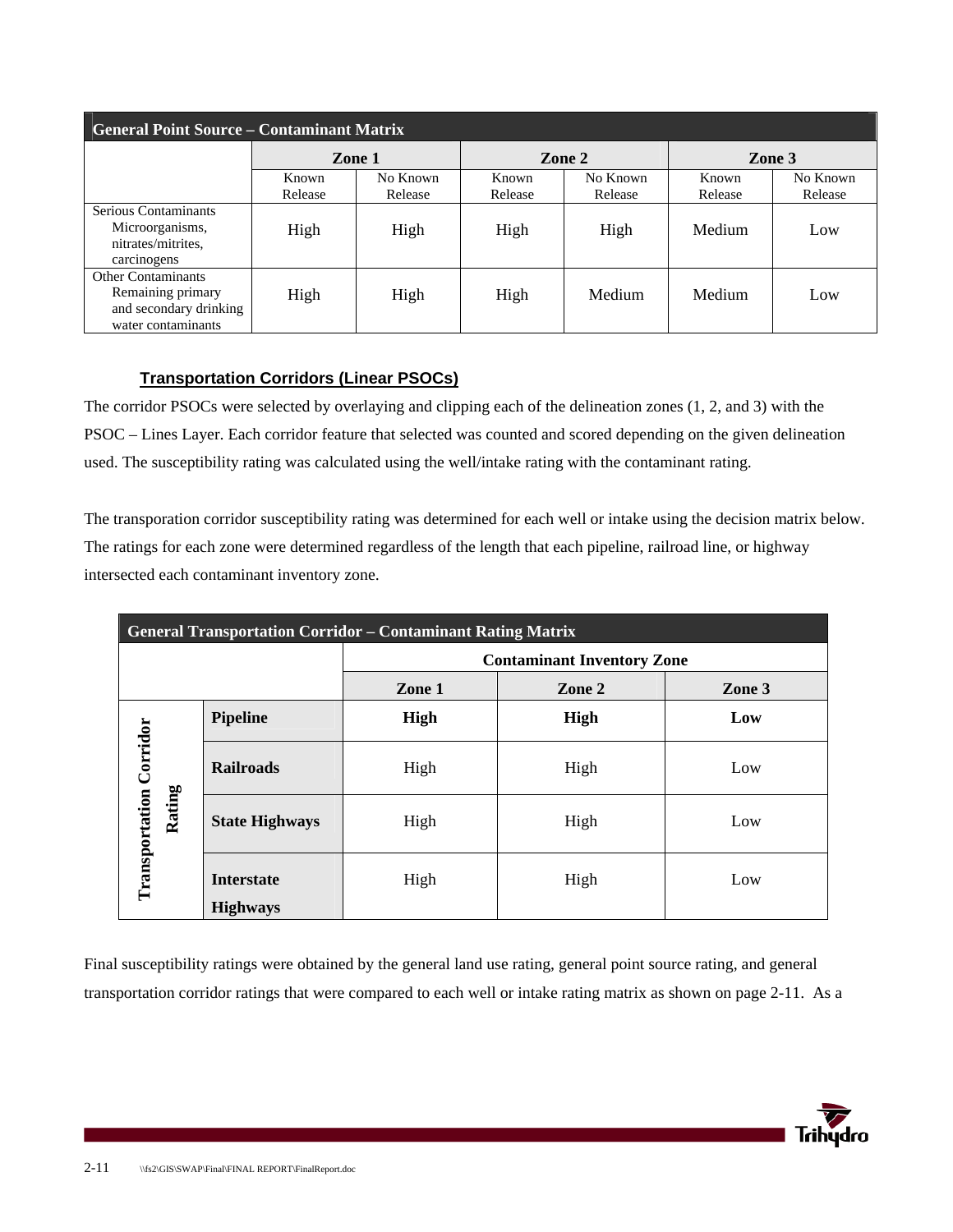| General Point Source – Contaminant Matrix | | | | | | |
|---|---|---|---|---|---|---|
| | Zone 1 | | Zone 2 | | Zone 3 | |
| | Known Release | No Known Release | Known Release | No Known Release | Known Release | No Known Release |
| Serious Contaminants Microorganisms, nitrates/mitrites, carcinogens | High | High | High | High | Medium | Low |
| Other Contaminants Remaining primary and secondary drinking water contaminants | High | High | High | Medium | Medium | Low |

### Transportation Corridors (Linear PSOCs)

The corridor PSOCs were selected by overlaying and clipping each of the delineation zones (1, 2, and 3) with the PSOC – Lines Layer. Each corridor feature that selected was counted and scored depending on the given delineation used. The susceptibility rating was calculated using the well/intake rating with the contaminant rating.

The transporation corridor susceptibility rating was determined for each well or intake using the decision matrix below. The ratings for each zone were determined regardless of the length that each pipeline, railroad line, or highway intersected each contaminant inventory zone.

| General Transportation Corridor – Contaminant Rating Matrix | | | | |
|---|---|---|---|---|
| | | Contaminant Inventory Zone | | |
| | | Zone 1 | Zone 2 | Zone 3 |
| Transportation Corridor Rating | Pipeline | **High** | **High** | **Low** |
| | Railroads | High | High | Low |
| | State Highways | High | High | Low |
| | Interstate Highways | High | High | Low |

Final susceptibility ratings were obtained by the general land use rating, general point source rating, and general transportation corridor ratings that were compared to each well or intake rating matrix as shown on page 2-11. As a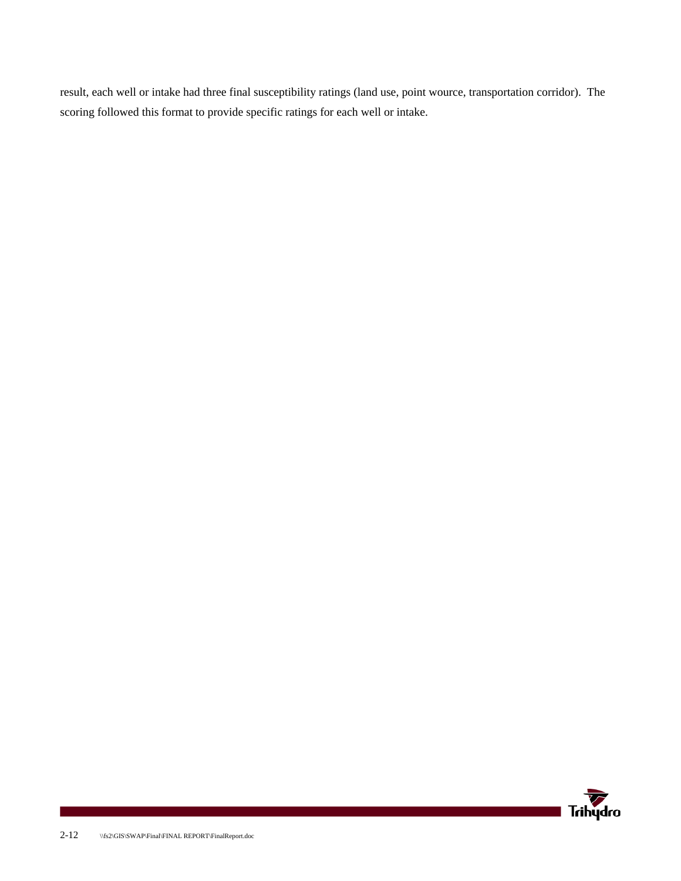result, each well or intake had three final susceptibility ratings (land use, point wource, transportation corridor). The scoring followed this format to provide specific ratings for each well or intake.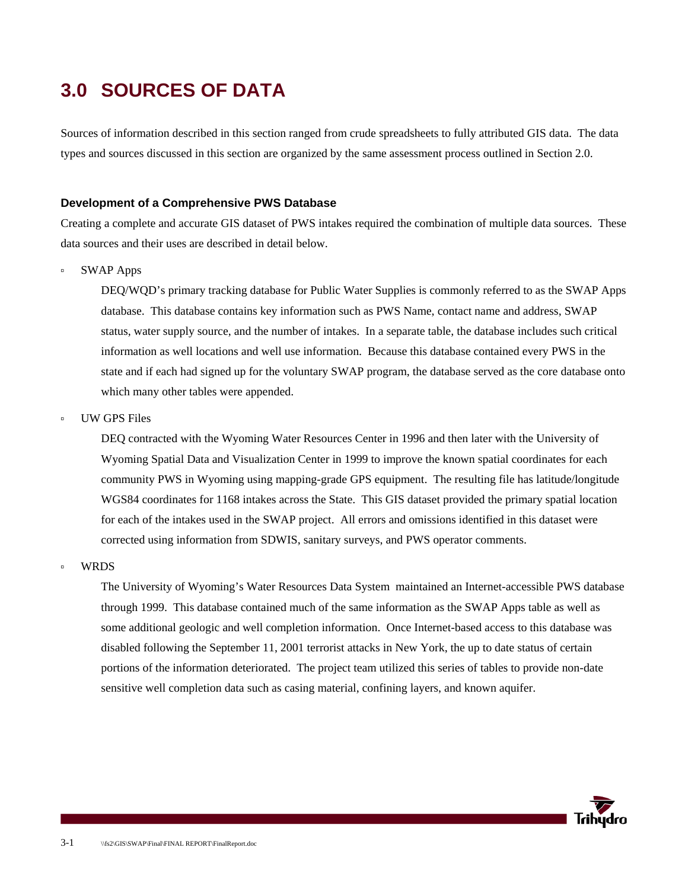# 3.0 SOURCES OF DATA

Sources of information described in this section ranged from crude spreadsheets to fully attributed GIS data. The data types and sources discussed in this section are organized by the same assessment process outlined in Section 2.0.

### Development of a Comprehensive PWS Database

Creating a complete and accurate GIS dataset of PWS intakes required the combination of multiple data sources. These data sources and their uses are described in detail below.

- SWAP Apps

  DEQ/WQD's primary tracking database for Public Water Supplies is commonly referred to as the SWAP Apps database. This database contains key information such as PWS Name, contact name and address, SWAP status, water supply source, and the number of intakes. In a separate table, the database includes such critical information as well locations and well use information. Because this database contained every PWS in the state and if each had signed up for the voluntary SWAP program, the database served as the core database onto which many other tables were appended.

- UW GPS Files

  DEQ contracted with the Wyoming Water Resources Center in 1996 and then later with the University of Wyoming Spatial Data and Visualization Center in 1999 to improve the known spatial coordinates for each community PWS in Wyoming using mapping-grade GPS equipment. The resulting file has latitude/longitude WGS84 coordinates for 1168 intakes across the State. This GIS dataset provided the primary spatial location for each of the intakes used in the SWAP project. All errors and omissions identified in this dataset were corrected using information from SDWIS, sanitary surveys, and PWS operator comments.

- WRDS

  The University of Wyoming's Water Resources Data System maintained an Internet-accessible PWS database through 1999. This database contained much of the same information as the SWAP Apps table as well as some additional geologic and well completion information. Once Internet-based access to this database was disabled following the September 11, 2001 terrorist attacks in New York, the up to date status of certain portions of the information deteriorated. The project team utilized this series of tables to provide non-date sensitive well completion data such as casing material, confining layers, and known aquifer.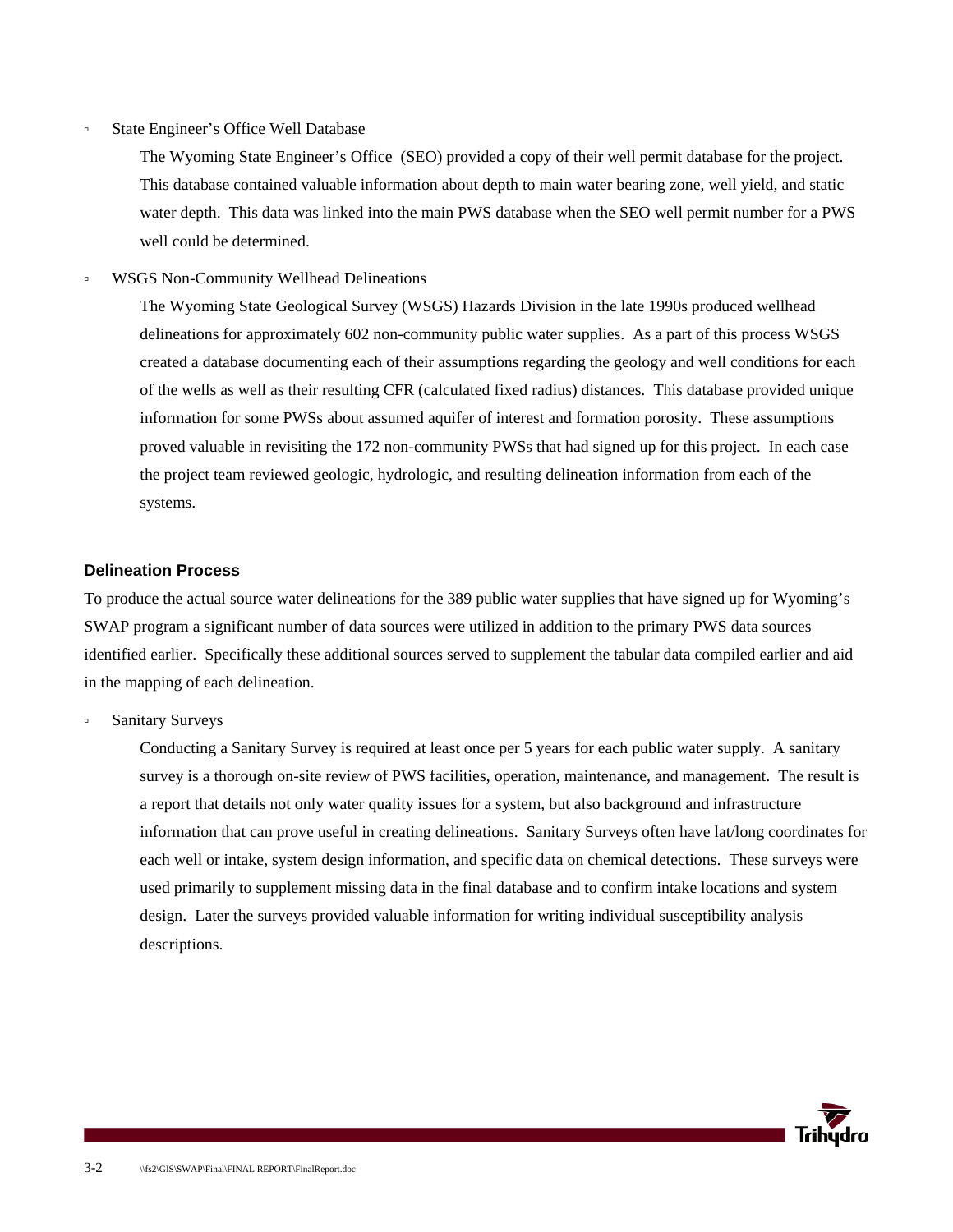- State Engineer's Office Well Database

  The Wyoming State Engineer's Office (SEO) provided a copy of their well permit database for the project. This database contained valuable information about depth to main water bearing zone, well yield, and static water depth. This data was linked into the main PWS database when the SEO well permit number for a PWS well could be determined.

- WSGS Non-Community Wellhead Delineations

  The Wyoming State Geological Survey (WSGS) Hazards Division in the late 1990s produced wellhead delineations for approximately 602 non-community public water supplies. As a part of this process WSGS created a database documenting each of their assumptions regarding the geology and well conditions for each of the wells as well as their resulting CFR (calculated fixed radius) distances. This database provided unique information for some PWSs about assumed aquifer of interest and formation porosity. These assumptions proved valuable in revisiting the 172 non-community PWSs that had signed up for this project. In each case the project team reviewed geologic, hydrologic, and resulting delineation information from each of the systems.

### Delineation Process

To produce the actual source water delineations for the 389 public water supplies that have signed up for Wyoming's SWAP program a significant number of data sources were utilized in addition to the primary PWS data sources identified earlier. Specifically these additional sources served to supplement the tabular data compiled earlier and aid in the mapping of each delineation.

- Sanitary Surveys

  Conducting a Sanitary Survey is required at least once per 5 years for each public water supply. A sanitary survey is a thorough on-site review of PWS facilities, operation, maintenance, and management. The result is a report that details not only water quality issues for a system, but also background and infrastructure information that can prove useful in creating delineations. Sanitary Surveys often have lat/long coordinates for each well or intake, system design information, and specific data on chemical detections. These surveys were used primarily to supplement missing data in the final database and to confirm intake locations and system design. Later the surveys provided valuable information for writing individual susceptibility analysis descriptions.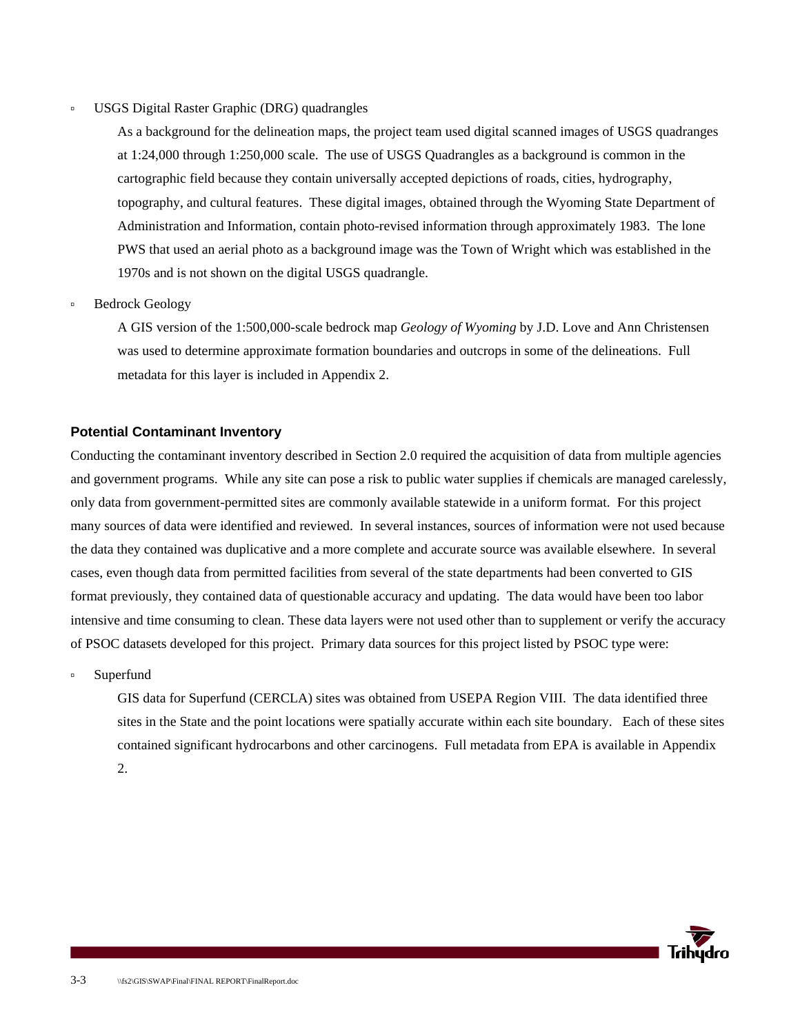- USGS Digital Raster Graphic (DRG) quadrangles

  As a background for the delineation maps, the project team used digital scanned images of USGS quadranges at 1:24,000 through 1:250,000 scale. The use of USGS Quadrangles as a background is common in the cartographic field because they contain universally accepted depictions of roads, cities, hydrography, topography, and cultural features. These digital images, obtained through the Wyoming State Department of Administration and Information, contain photo-revised information through approximately 1983. The lone PWS that used an aerial photo as a background image was the Town of Wright which was established in the 1970s and is not shown on the digital USGS quadrangle.

- Bedrock Geology

  A GIS version of the 1:500,000-scale bedrock map *Geology of Wyoming* by J.D. Love and Ann Christensen was used to determine approximate formation boundaries and outcrops in some of the delineations. Full metadata for this layer is included in Appendix 2.

### Potential Contaminant Inventory

Conducting the contaminant inventory described in Section 2.0 required the acquisition of data from multiple agencies and government programs. While any site can pose a risk to public water supplies if chemicals are managed carelessly, only data from government-permitted sites are commonly available statewide in a uniform format. For this project many sources of data were identified and reviewed. In several instances, sources of information were not used because the data they contained was duplicative and a more complete and accurate source was available elsewhere. In several cases, even though data from permitted facilities from several of the state departments had been converted to GIS format previously, they contained data of questionable accuracy and updating. The data would have been too labor intensive and time consuming to clean. These data layers were not used other than to supplement or verify the accuracy of PSOC datasets developed for this project. Primary data sources for this project listed by PSOC type were:

- Superfund

  GIS data for Superfund (CERCLA) sites was obtained from USEPA Region VIII. The data identified three sites in the State and the point locations were spatially accurate within each site boundary. Each of these sites contained significant hydrocarbons and other carcinogens. Full metadata from EPA is available in Appendix 2.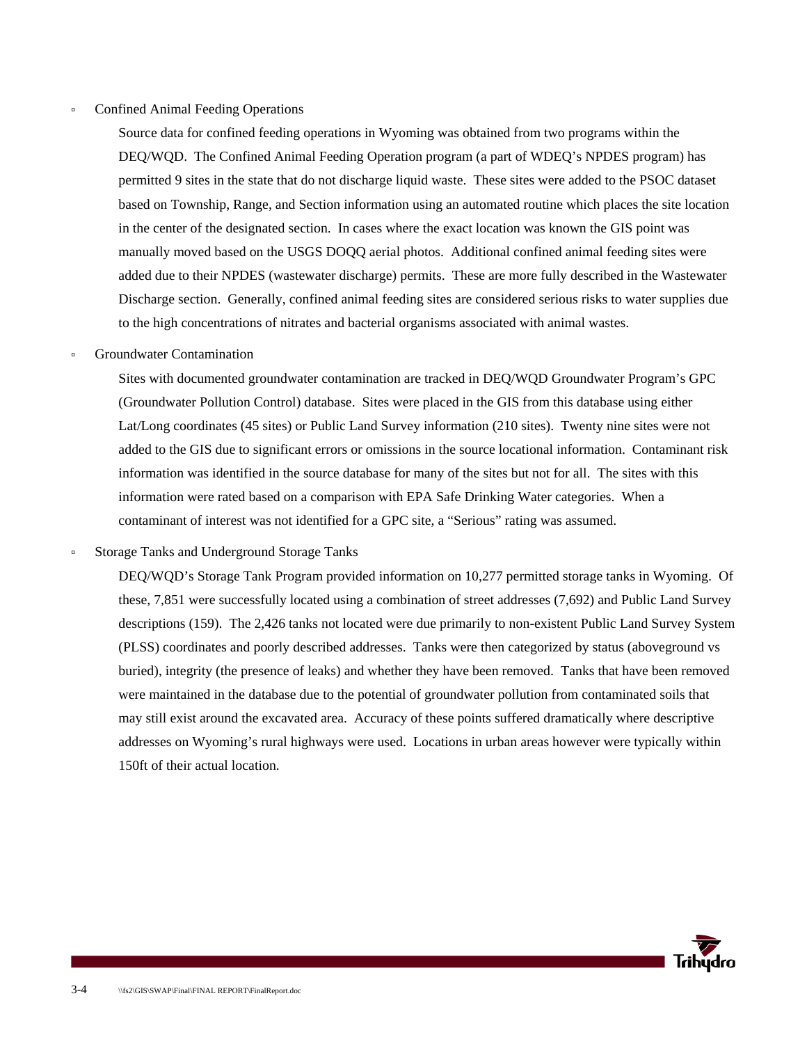- Confined Animal Feeding Operations

  Source data for confined feeding operations in Wyoming was obtained from two programs within the DEQ/WQD. The Confined Animal Feeding Operation program (a part of WDEQ's NPDES program) has permitted 9 sites in the state that do not discharge liquid waste. These sites were added to the PSOC dataset based on Township, Range, and Section information using an automated routine which places the site location in the center of the designated section. In cases where the exact location was known the GIS point was manually moved based on the USGS DOQQ aerial photos. Additional confined animal feeding sites were added due to their NPDES (wastewater discharge) permits. These are more fully described in the Wastewater Discharge section. Generally, confined animal feeding sites are considered serious risks to water supplies due to the high concentrations of nitrates and bacterial organisms associated with animal wastes.

- Groundwater Contamination

  Sites with documented groundwater contamination are tracked in DEQ/WQD Groundwater Program's GPC (Groundwater Pollution Control) database. Sites were placed in the GIS from this database using either Lat/Long coordinates (45 sites) or Public Land Survey information (210 sites). Twenty nine sites were not added to the GIS due to significant errors or omissions in the source locational information. Contaminant risk information was identified in the source database for many of the sites but not for all. The sites with this information were rated based on a comparison with EPA Safe Drinking Water categories. When a contaminant of interest was not identified for a GPC site, a "Serious" rating was assumed.

- Storage Tanks and Underground Storage Tanks

  DEQ/WQD's Storage Tank Program provided information on 10,277 permitted storage tanks in Wyoming. Of these, 7,851 were successfully located using a combination of street addresses (7,692) and Public Land Survey descriptions (159). The 2,426 tanks not located were due primarily to non-existent Public Land Survey System (PLSS) coordinates and poorly described addresses. Tanks were then categorized by status (aboveground vs buried), integrity (the presence of leaks) and whether they have been removed. Tanks that have been removed were maintained in the database due to the potential of groundwater pollution from contaminated soils that may still exist around the excavated area. Accuracy of these points suffered dramatically where descriptive addresses on Wyoming's rural highways were used. Locations in urban areas however were typically within 150ft of their actual location.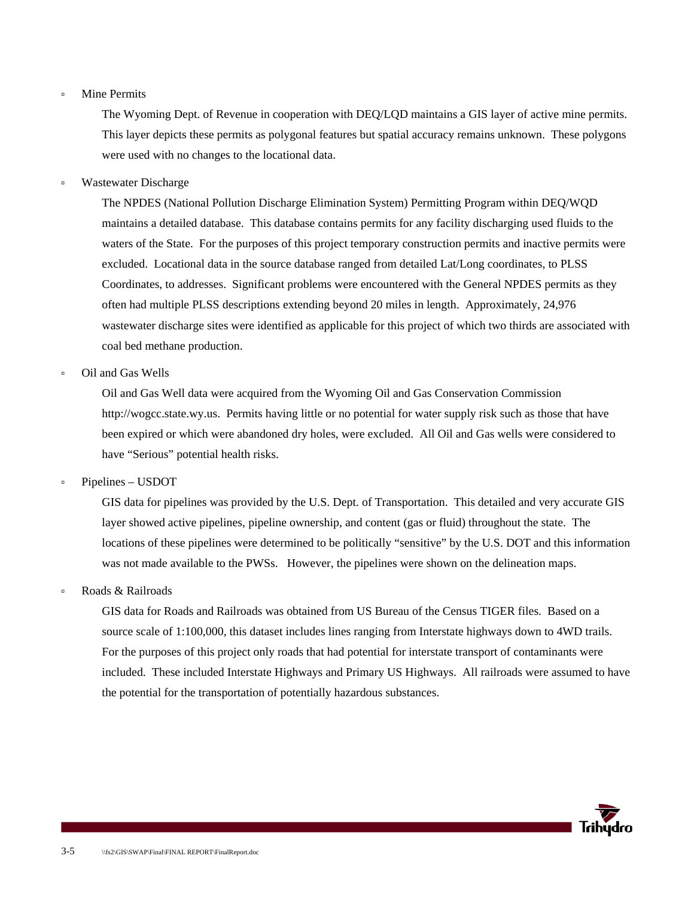- Mine Permits

  The Wyoming Dept. of Revenue in cooperation with DEQ/LQD maintains a GIS layer of active mine permits. This layer depicts these permits as polygonal features but spatial accuracy remains unknown. These polygons were used with no changes to the locational data.

- Wastewater Discharge

  The NPDES (National Pollution Discharge Elimination System) Permitting Program within DEQ/WQD maintains a detailed database. This database contains permits for any facility discharging used fluids to the waters of the State. For the purposes of this project temporary construction permits and inactive permits were excluded. Locational data in the source database ranged from detailed Lat/Long coordinates, to PLSS Coordinates, to addresses. Significant problems were encountered with the General NPDES permits as they often had multiple PLSS descriptions extending beyond 20 miles in length. Approximately, 24,976 wastewater discharge sites were identified as applicable for this project of which two thirds are associated with coal bed methane production.

- Oil and Gas Wells

  Oil and Gas Well data were acquired from the Wyoming Oil and Gas Conservation Commission http://wogcc.state.wy.us. Permits having little or no potential for water supply risk such as those that have been expired or which were abandoned dry holes, were excluded. All Oil and Gas wells were considered to have "Serious" potential health risks.

- Pipelines – USDOT

  GIS data for pipelines was provided by the U.S. Dept. of Transportation. This detailed and very accurate GIS layer showed active pipelines, pipeline ownership, and content (gas or fluid) throughout the state. The locations of these pipelines were determined to be politically "sensitive" by the U.S. DOT and this information was not made available to the PWSs. However, the pipelines were shown on the delineation maps.

- Roads & Railroads

  GIS data for Roads and Railroads was obtained from US Bureau of the Census TIGER files. Based on a source scale of 1:100,000, this dataset includes lines ranging from Interstate highways down to 4WD trails. For the purposes of this project only roads that had potential for interstate transport of contaminants were included. These included Interstate Highways and Primary US Highways. All railroads were assumed to have the potential for the transportation of potentially hazardous substances.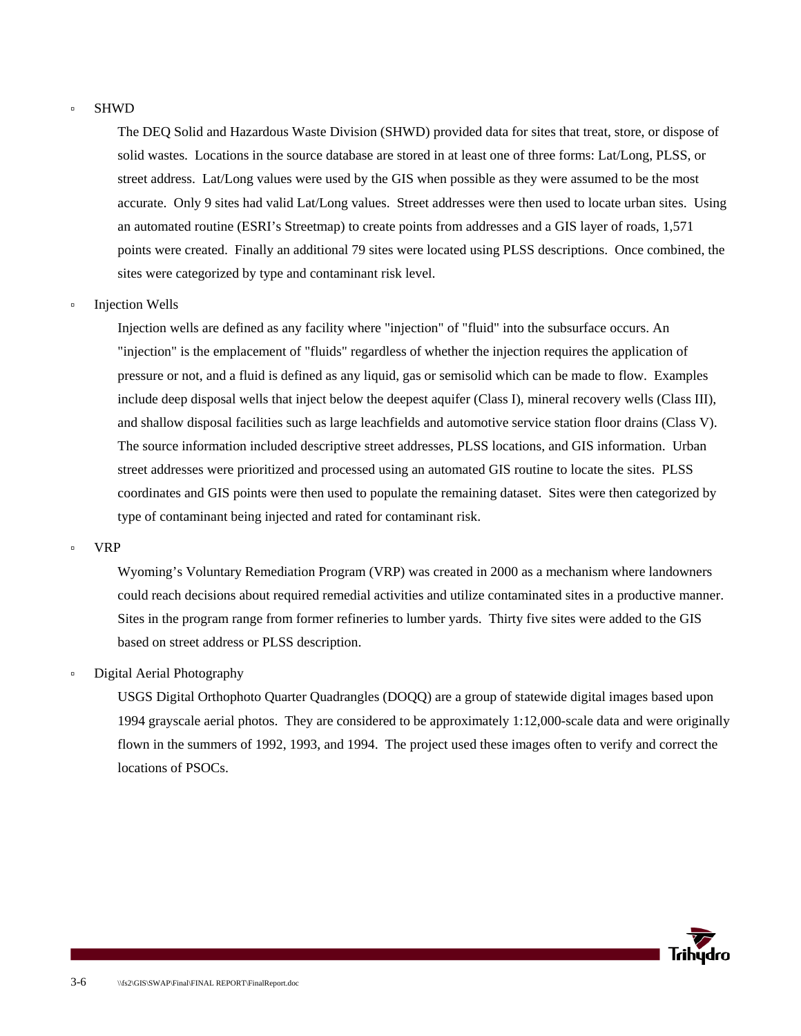- SHWD

  The DEQ Solid and Hazardous Waste Division (SHWD) provided data for sites that treat, store, or dispose of solid wastes. Locations in the source database are stored in at least one of three forms: Lat/Long, PLSS, or street address. Lat/Long values were used by the GIS when possible as they were assumed to be the most accurate. Only 9 sites had valid Lat/Long values. Street addresses were then used to locate urban sites. Using an automated routine (ESRI's Streetmap) to create points from addresses and a GIS layer of roads, 1,571 points were created. Finally an additional 79 sites were located using PLSS descriptions. Once combined, the sites were categorized by type and contaminant risk level.

- Injection Wells

  Injection wells are defined as any facility where "injection" of "fluid" into the subsurface occurs. An "injection" is the emplacement of "fluids" regardless of whether the injection requires the application of pressure or not, and a fluid is defined as any liquid, gas or semisolid which can be made to flow. Examples include deep disposal wells that inject below the deepest aquifer (Class I), mineral recovery wells (Class III), and shallow disposal facilities such as large leachfields and automotive service station floor drains (Class V). The source information included descriptive street addresses, PLSS locations, and GIS information. Urban street addresses were prioritized and processed using an automated GIS routine to locate the sites. PLSS coordinates and GIS points were then used to populate the remaining dataset. Sites were then categorized by type of contaminant being injected and rated for contaminant risk.

- VRP

  Wyoming's Voluntary Remediation Program (VRP) was created in 2000 as a mechanism where landowners could reach decisions about required remedial activities and utilize contaminated sites in a productive manner. Sites in the program range from former refineries to lumber yards. Thirty five sites were added to the GIS based on street address or PLSS description.

- Digital Aerial Photography

  USGS Digital Orthophoto Quarter Quadrangles (DOQQ) are a group of statewide digital images based upon 1994 grayscale aerial photos. They are considered to be approximately 1:12,000-scale data and were originally flown in the summers of 1992, 1993, and 1994. The project used these images often to verify and correct the locations of PSOCs.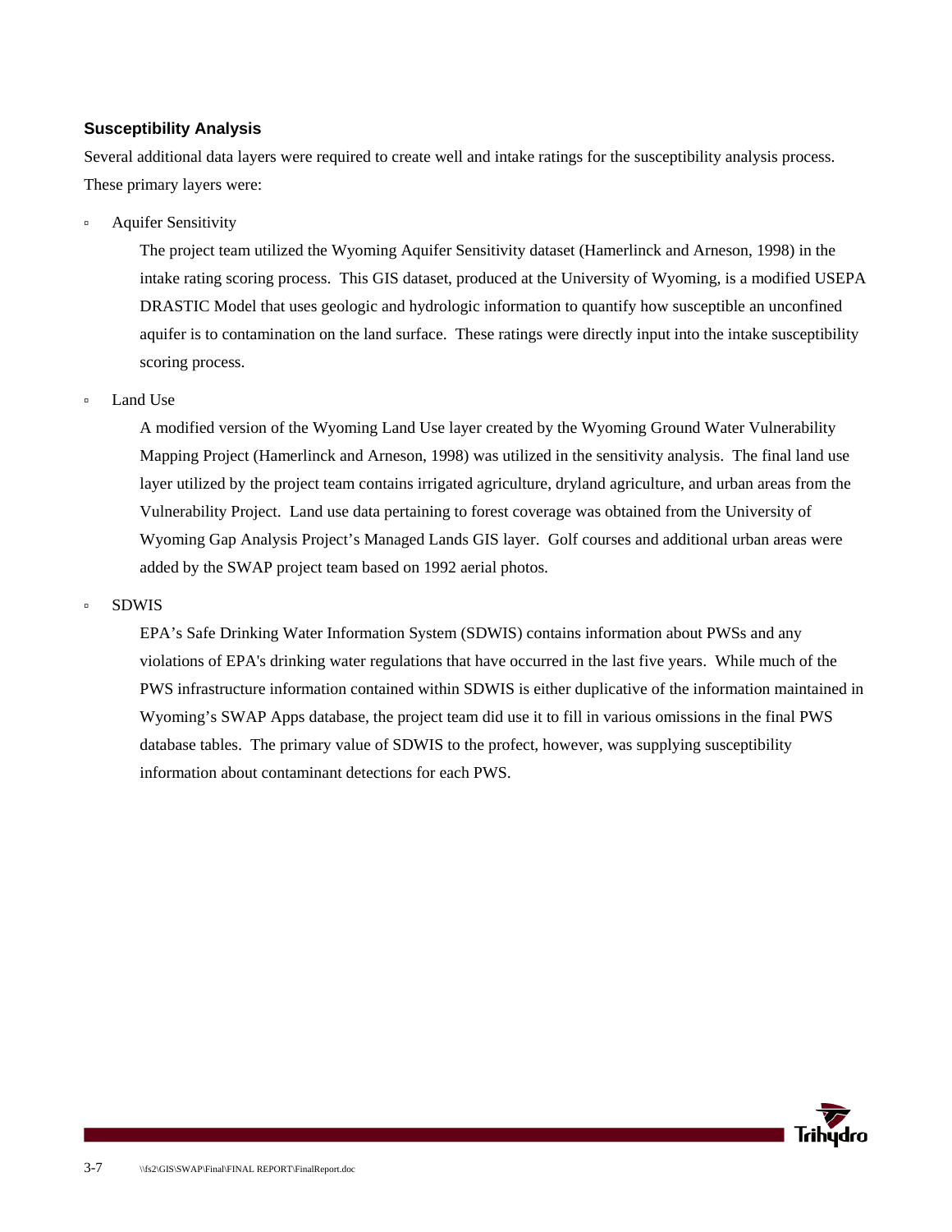### Susceptibility Analysis

Several additional data layers were required to create well and intake ratings for the susceptibility analysis process. These primary layers were:

- Aquifer Sensitivity

  The project team utilized the Wyoming Aquifer Sensitivity dataset (Hamerlinck and Arneson, 1998) in the intake rating scoring process. This GIS dataset, produced at the University of Wyoming, is a modified USEPA DRASTIC Model that uses geologic and hydrologic information to quantify how susceptible an unconfined aquifer is to contamination on the land surface. These ratings were directly input into the intake susceptibility scoring process.

- Land Use

  A modified version of the Wyoming Land Use layer created by the Wyoming Ground Water Vulnerability Mapping Project (Hamerlinck and Arneson, 1998) was utilized in the sensitivity analysis. The final land use layer utilized by the project team contains irrigated agriculture, dryland agriculture, and urban areas from the Vulnerability Project. Land use data pertaining to forest coverage was obtained from the University of Wyoming Gap Analysis Project's Managed Lands GIS layer. Golf courses and additional urban areas were added by the SWAP project team based on 1992 aerial photos.

- SDWIS

  EPA's Safe Drinking Water Information System (SDWIS) contains information about PWSs and any violations of EPA's drinking water regulations that have occurred in the last five years. While much of the PWS infrastructure information contained within SDWIS is either duplicative of the information maintained in Wyoming's SWAP Apps database, the project team did use it to fill in various omissions in the final PWS database tables. The primary value of SDWIS to the profect, however, was supplying susceptibility information about contaminant detections for each PWS.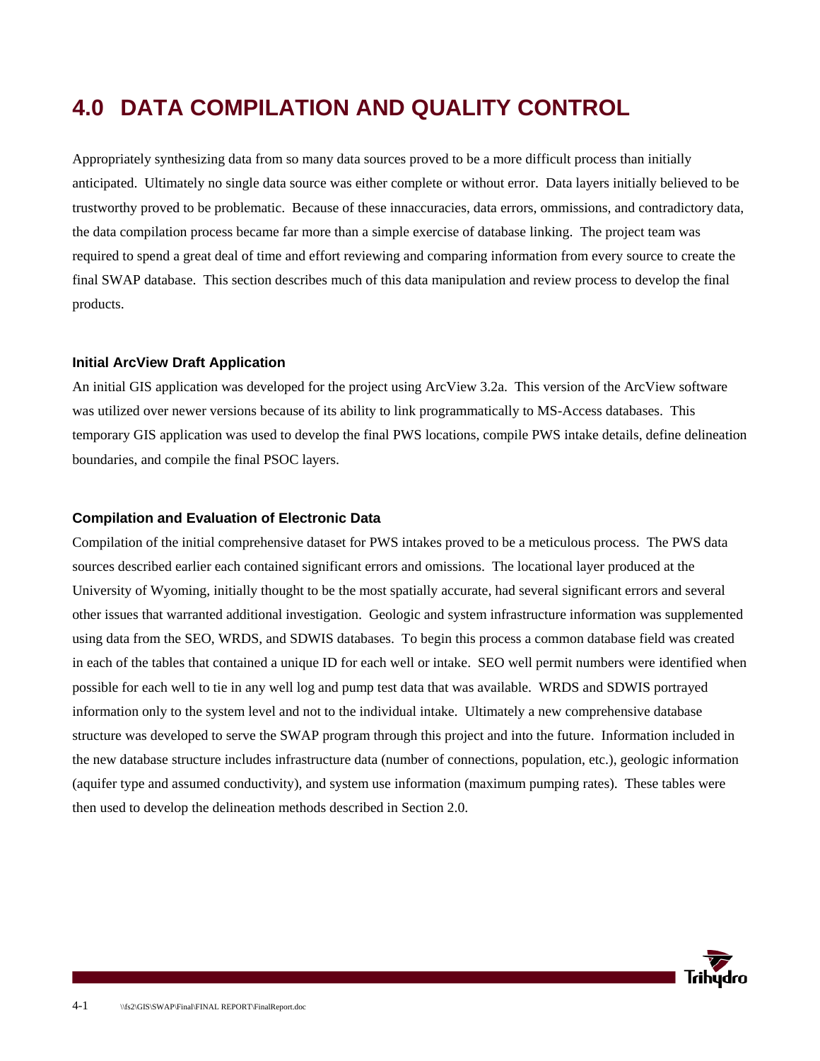# 4.0 DATA COMPILATION AND QUALITY CONTROL

Appropriately synthesizing data from so many data sources proved to be a more difficult process than initially anticipated. Ultimately no single data source was either complete or without error. Data layers initially believed to be trustworthy proved to be problematic. Because of these innaccuracies, data errors, ommissions, and contradictory data, the data compilation process became far more than a simple exercise of database linking. The project team was required to spend a great deal of time and effort reviewing and comparing information from every source to create the final SWAP database. This section describes much of this data manipulation and review process to develop the final products.

### Initial ArcView Draft Application

An initial GIS application was developed for the project using ArcView 3.2a. This version of the ArcView software was utilized over newer versions because of its ability to link programmatically to MS-Access databases. This temporary GIS application was used to develop the final PWS locations, compile PWS intake details, define delineation boundaries, and compile the final PSOC layers.

### Compilation and Evaluation of Electronic Data

Compilation of the initial comprehensive dataset for PWS intakes proved to be a meticulous process. The PWS data sources described earlier each contained significant errors and omissions. The locational layer produced at the University of Wyoming, initially thought to be the most spatially accurate, had several significant errors and several other issues that warranted additional investigation. Geologic and system infrastructure information was supplemented using data from the SEO, WRDS, and SDWIS databases. To begin this process a common database field was created in each of the tables that contained a unique ID for each well or intake. SEO well permit numbers were identified when possible for each well to tie in any well log and pump test data that was available. WRDS and SDWIS portrayed information only to the system level and not to the individual intake. Ultimately a new comprehensive database structure was developed to serve the SWAP program through this project and into the future. Information included in the new database structure includes infrastructure data (number of connections, population, etc.), geologic information (aquifer type and assumed conductivity), and system use information (maximum pumping rates). These tables were then used to develop the delineation methods described in Section 2.0.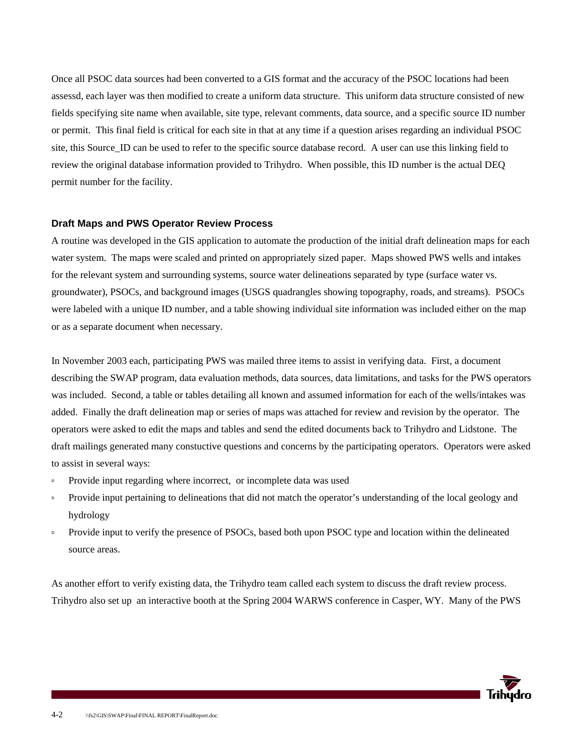Once all PSOC data sources had been converted to a GIS format and the accuracy of the PSOC locations had been assessd, each layer was then modified to create a uniform data structure. This uniform data structure consisted of new fields specifying site name when available, site type, relevant comments, data source, and a specific source ID number or permit. This final field is critical for each site in that at any time if a question arises regarding an individual PSOC site, this Source_ID can be used to refer to the specific source database record. A user can use this linking field to review the original database information provided to Trihydro. When possible, this ID number is the actual DEQ permit number for the facility.

### Draft Maps and PWS Operator Review Process

A routine was developed in the GIS application to automate the production of the initial draft delineation maps for each water system. The maps were scaled and printed on appropriately sized paper. Maps showed PWS wells and intakes for the relevant system and surrounding systems, source water delineations separated by type (surface water vs. groundwater), PSOCs, and background images (USGS quadrangles showing topography, roads, and streams). PSOCs were labeled with a unique ID number, and a table showing individual site information was included either on the map or as a separate document when necessary.

In November 2003 each, participating PWS was mailed three items to assist in verifying data. First, a document describing the SWAP program, data evaluation methods, data sources, data limitations, and tasks for the PWS operators was included. Second, a table or tables detailing all known and assumed information for each of the wells/intakes was added. Finally the draft delineation map or series of maps was attached for review and revision by the operator. The operators were asked to edit the maps and tables and send the edited documents back to Trihydro and Lidstone. The draft mailings generated many constuctive questions and concerns by the participating operators. Operators were asked to assist in several ways:

- Provide input regarding where incorrect, or incomplete data was used
- Provide input pertaining to delineations that did not match the operator's understanding of the local geology and hydrology
- Provide input to verify the presence of PSOCs, based both upon PSOC type and location within the delineated source areas.

As another effort to verify existing data, the Trihydro team called each system to discuss the draft review process. Trihydro also set up an interactive booth at the Spring 2004 WARWS conference in Casper, WY. Many of the PWS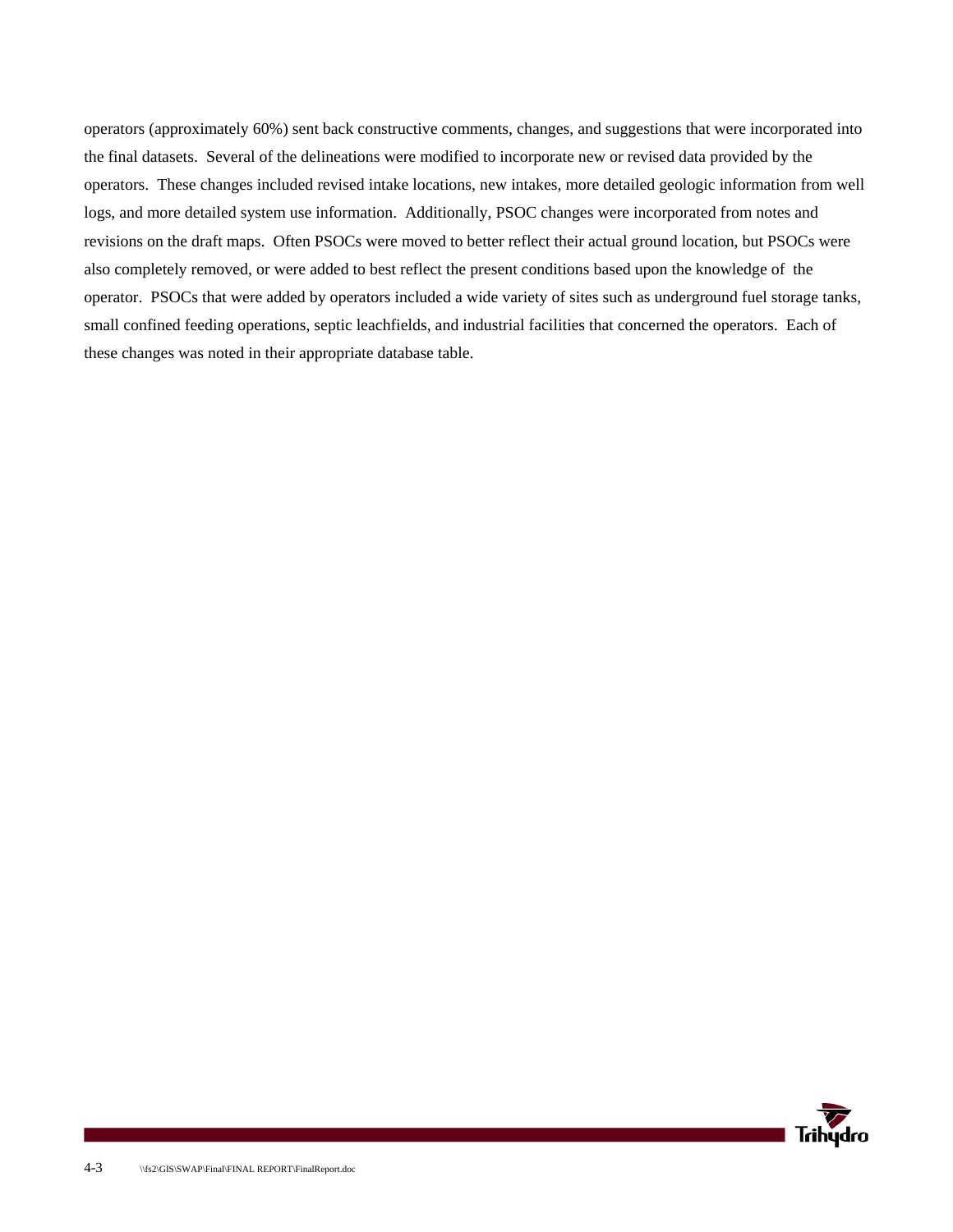operators (approximately 60%) sent back constructive comments, changes, and suggestions that were incorporated into the final datasets. Several of the delineations were modified to incorporate new or revised data provided by the operators. These changes included revised intake locations, new intakes, more detailed geologic information from well logs, and more detailed system use information. Additionally, PSOC changes were incorporated from notes and revisions on the draft maps. Often PSOCs were moved to better reflect their actual ground location, but PSOCs were also completely removed, or were added to best reflect the present conditions based upon the knowledge of the operator. PSOCs that were added by operators included a wide variety of sites such as underground fuel storage tanks, small confined feeding operations, septic leachfields, and industrial facilities that concerned the operators. Each of these changes was noted in their appropriate database table.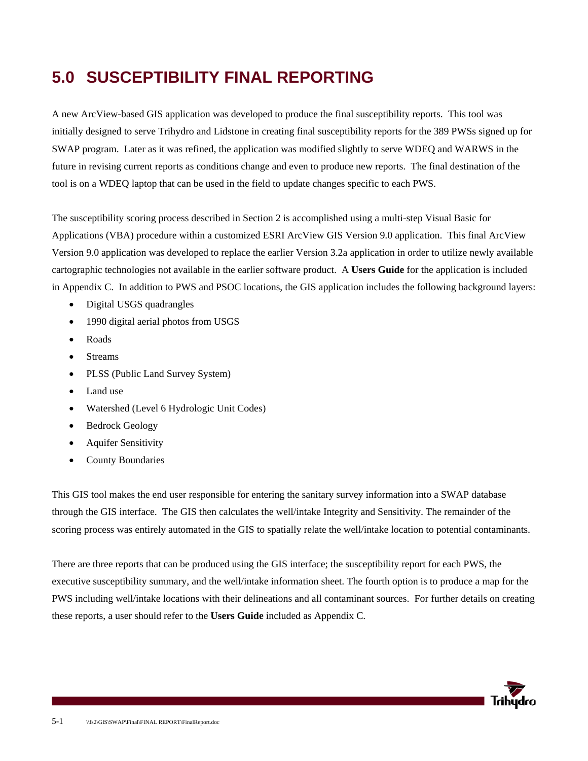# 5.0 SUSCEPTIBILITY FINAL REPORTING

A new ArcView-based GIS application was developed to produce the final susceptibility reports. This tool was initially designed to serve Trihydro and Lidstone in creating final susceptibility reports for the 389 PWSs signed up for SWAP program. Later as it was refined, the application was modified slightly to serve WDEQ and WARWS in the future in revising current reports as conditions change and even to produce new reports. The final destination of the tool is on a WDEQ laptop that can be used in the field to update changes specific to each PWS.

The susceptibility scoring process described in Section 2 is accomplished using a multi-step Visual Basic for Applications (VBA) procedure within a customized ESRI ArcView GIS Version 9.0 application. This final ArcView Version 9.0 application was developed to replace the earlier Version 3.2a application in order to utilize newly available cartographic technologies not available in the earlier software product. A **Users Guide** for the application is included in Appendix C. In addition to PWS and PSOC locations, the GIS application includes the following background layers:

- Digital USGS quadrangles
- 1990 digital aerial photos from USGS
- Roads
- Streams
- PLSS (Public Land Survey System)
- Land use
- Watershed (Level 6 Hydrologic Unit Codes)
- Bedrock Geology
- Aquifer Sensitivity
- County Boundaries

This GIS tool makes the end user responsible for entering the sanitary survey information into a SWAP database through the GIS interface. The GIS then calculates the well/intake Integrity and Sensitivity. The remainder of the scoring process was entirely automated in the GIS to spatially relate the well/intake location to potential contaminants.

There are three reports that can be produced using the GIS interface; the susceptibility report for each PWS, the executive susceptibility summary, and the well/intake information sheet. The fourth option is to produce a map for the PWS including well/intake locations with their delineations and all contaminant sources. For further details on creating these reports, a user should refer to the **Users Guide** included as Appendix C.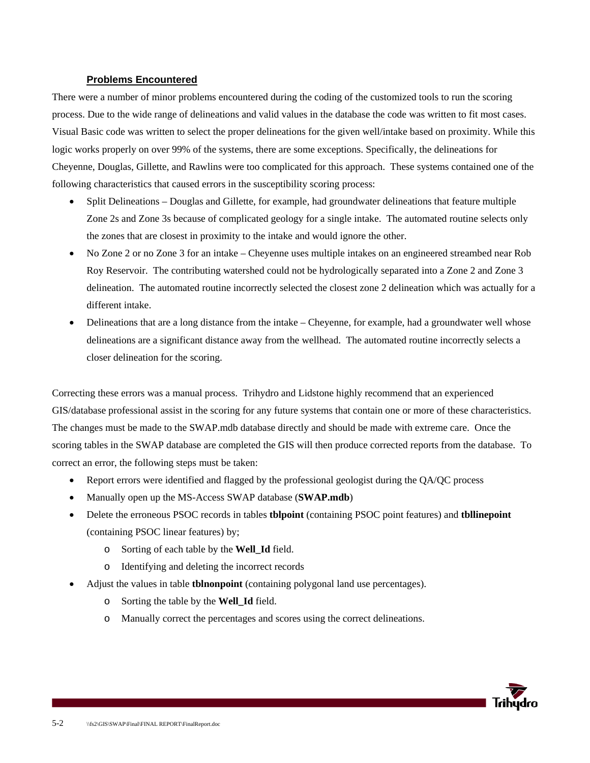## Problems Encountered

There were a number of minor problems encountered during the coding of the customized tools to run the scoring process. Due to the wide range of delineations and valid values in the database the code was written to fit most cases. Visual Basic code was written to select the proper delineations for the given well/intake based on proximity. While this logic works properly on over 99% of the systems, there are some exceptions. Specifically, the delineations for Cheyenne, Douglas, Gillette, and Rawlins were too complicated for this approach. These systems contained one of the following characteristics that caused errors in the susceptibility scoring process:

- Split Delineations – Douglas and Gillette, for example, had groundwater delineations that feature multiple Zone 2s and Zone 3s because of complicated geology for a single intake. The automated routine selects only the zones that are closest in proximity to the intake and would ignore the other.
- No Zone 2 or no Zone 3 for an intake – Cheyenne uses multiple intakes on an engineered streambed near Rob Roy Reservoir. The contributing watershed could not be hydrologically separated into a Zone 2 and Zone 3 delineation. The automated routine incorrectly selected the closest zone 2 delineation which was actually for a different intake.
- Delineations that are a long distance from the intake – Cheyenne, for example, had a groundwater well whose delineations are a significant distance away from the wellhead. The automated routine incorrectly selects a closer delineation for the scoring.

Correcting these errors was a manual process. Trihydro and Lidstone highly recommend that an experienced GIS/database professional assist in the scoring for any future systems that contain one or more of these characteristics. The changes must be made to the SWAP.mdb database directly and should be made with extreme care. Once the scoring tables in the SWAP database are completed the GIS will then produce corrected reports from the database. To correct an error, the following steps must be taken:

- Report errors were identified and flagged by the professional geologist during the QA/QC process
- Manually open up the MS-Access SWAP database (**SWAP.mdb**)
- Delete the erroneous PSOC records in tables **tblpoint** (containing PSOC point features) and **tbllinepoint** (containing PSOC linear features) by;
  - Sorting of each table by the **Well_Id** field.
  - Identifying and deleting the incorrect records
- Adjust the values in table **tblnonpoint** (containing polygonal land use percentages).
  - Sorting the table by the **Well_Id** field.
  - Manually correct the percentages and scores using the correct delineations.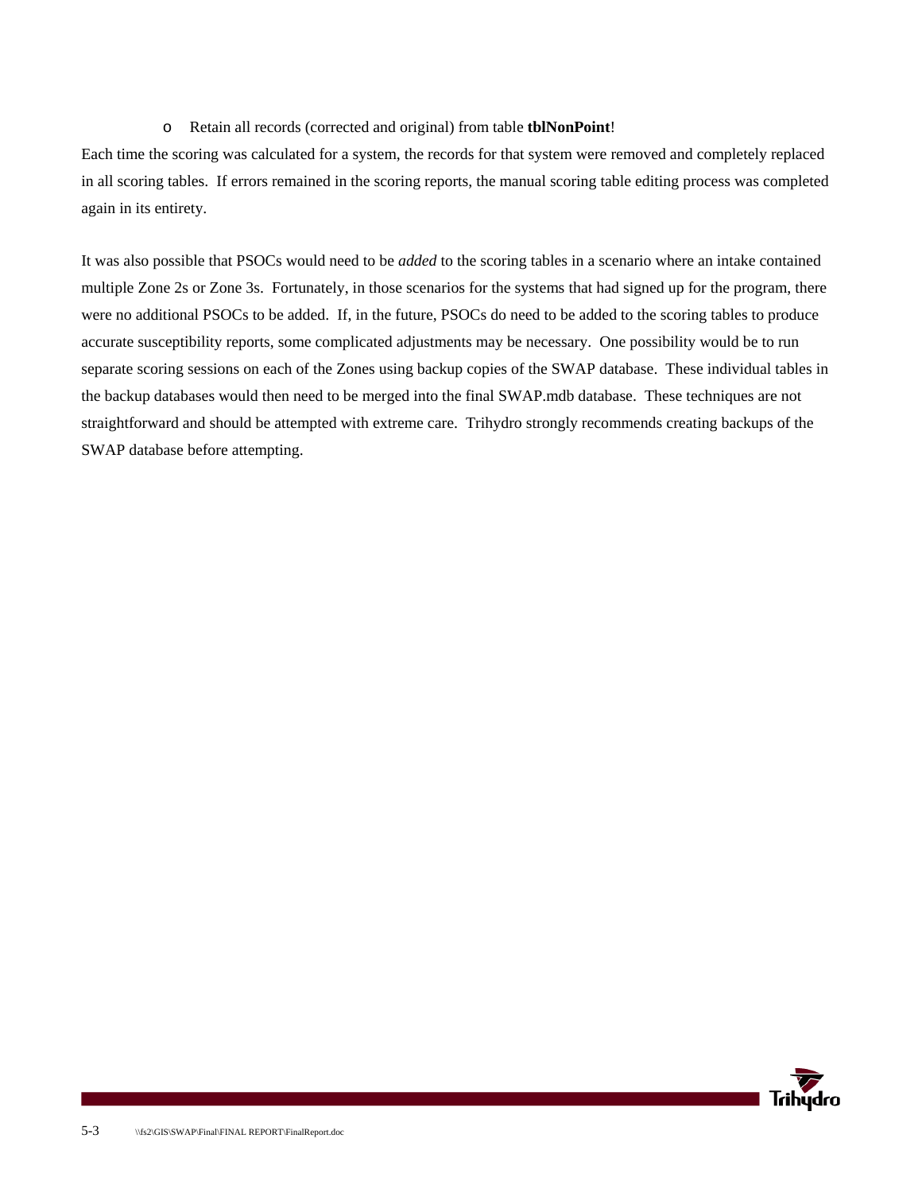- Retain all records (corrected and original) from table **tblNonPoint**!

Each time the scoring was calculated for a system, the records for that system were removed and completely replaced in all scoring tables. If errors remained in the scoring reports, the manual scoring table editing process was completed again in its entirety.

It was also possible that PSOCs would need to be *added* to the scoring tables in a scenario where an intake contained multiple Zone 2s or Zone 3s. Fortunately, in those scenarios for the systems that had signed up for the program, there were no additional PSOCs to be added. If, in the future, PSOCs do need to be added to the scoring tables to produce accurate susceptibility reports, some complicated adjustments may be necessary. One possibility would be to run separate scoring sessions on each of the Zones using backup copies of the SWAP database. These individual tables in the backup databases would then need to be merged into the final SWAP.mdb database. These techniques are not straightforward and should be attempted with extreme care. Trihydro strongly recommends creating backups of the SWAP database before attempting.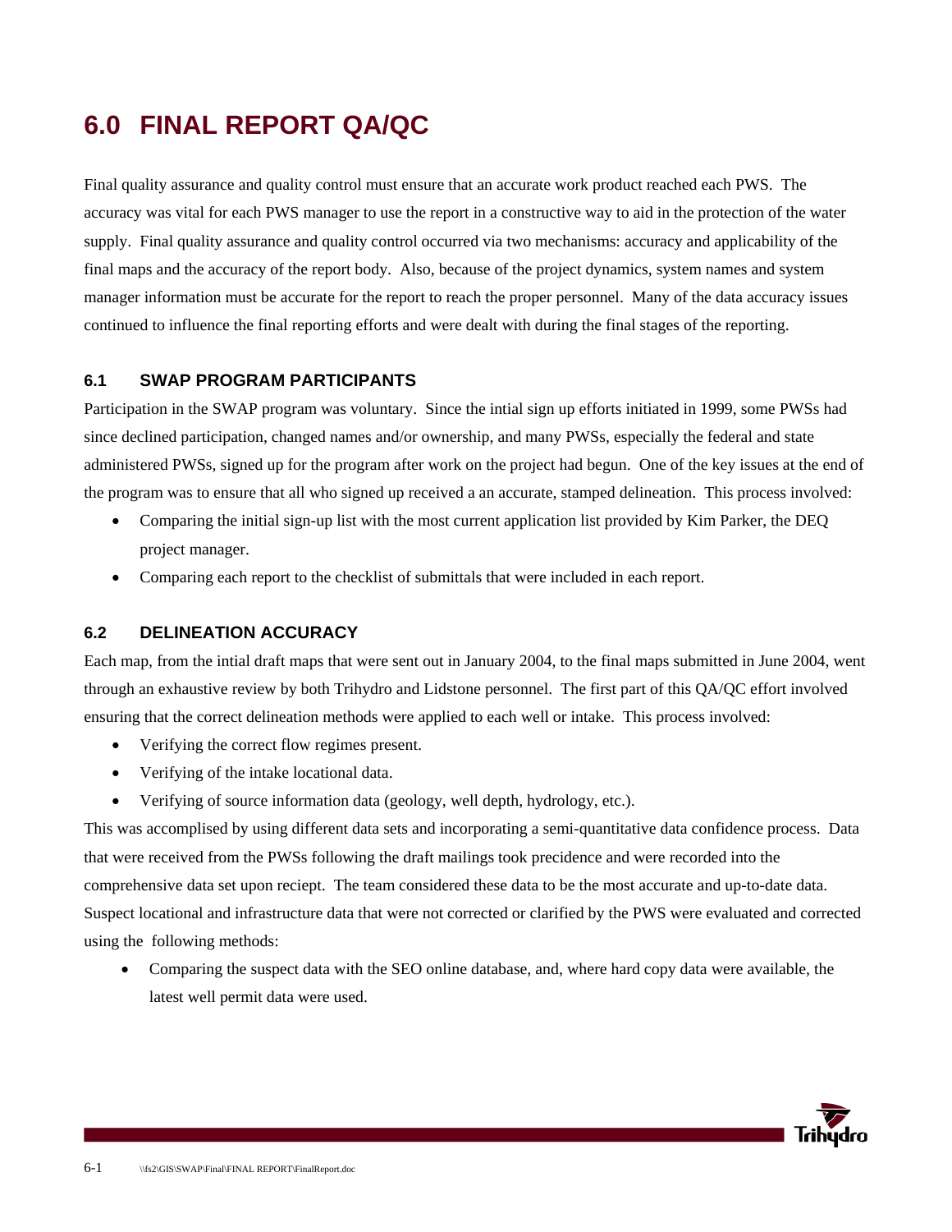# 6.0 FINAL REPORT QA/QC

Final quality assurance and quality control must ensure that an accurate work product reached each PWS. The accuracy was vital for each PWS manager to use the report in a constructive way to aid in the protection of the water supply. Final quality assurance and quality control occurred via two mechanisms: accuracy and applicability of the final maps and the accuracy of the report body. Also, because of the project dynamics, system names and system manager information must be accurate for the report to reach the proper personnel. Many of the data accuracy issues continued to influence the final reporting efforts and were dealt with during the final stages of the reporting.

## 6.1 SWAP PROGRAM PARTICIPANTS

Participation in the SWAP program was voluntary. Since the intial sign up efforts initiated in 1999, some PWSs had since declined participation, changed names and/or ownership, and many PWSs, especially the federal and state administered PWSs, signed up for the program after work on the project had begun. One of the key issues at the end of the program was to ensure that all who signed up received a an accurate, stamped delineation. This process involved:

- Comparing the initial sign-up list with the most current application list provided by Kim Parker, the DEQ project manager.
- Comparing each report to the checklist of submittals that were included in each report.

## 6.2 DELINEATION ACCURACY

Each map, from the intial draft maps that were sent out in January 2004, to the final maps submitted in June 2004, went through an exhaustive review by both Trihydro and Lidstone personnel. The first part of this QA/QC effort involved ensuring that the correct delineation methods were applied to each well or intake. This process involved:

- Verifying the correct flow regimes present.
- Verifying of the intake locational data.
- Verifying of source information data (geology, well depth, hydrology, etc.).

This was accomplised by using different data sets and incorporating a semi-quantitative data confidence process. Data that were received from the PWSs following the draft mailings took precidence and were recorded into the comprehensive data set upon reciept. The team considered these data to be the most accurate and up-to-date data. Suspect locational and infrastructure data that were not corrected or clarified by the PWS were evaluated and corrected using the following methods:

- Comparing the suspect data with the SEO online database, and, where hard copy data were available, the latest well permit data were used.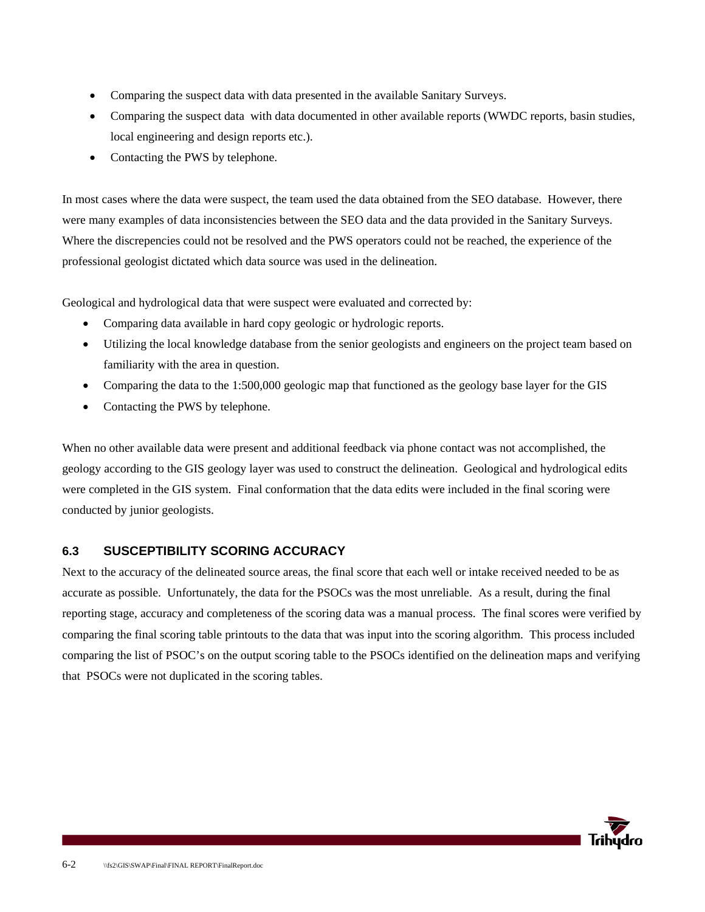- Comparing the suspect data with data presented in the available Sanitary Surveys.
- Comparing the suspect data  with data documented in other available reports (WWDC reports, basin studies, local engineering and design reports etc.).
- Contacting the PWS by telephone.

In most cases where the data were suspect, the team used the data obtained from the SEO database.  However, there were many examples of data inconsistencies between the SEO data and the data provided in the Sanitary Surveys.  Where the discrepencies could not be resolved and the PWS operators could not be reached, the experience of the professional geologist dictated which data source was used in the delineation.

Geological and hydrological data that were suspect were evaluated and corrected by:

- Comparing data available in hard copy geologic or hydrologic reports.
- Utilizing the local knowledge database from the senior geologists and engineers on the project team based on familiarity with the area in question.
- Comparing the data to the 1:500,000 geologic map that functioned as the geology base layer for the GIS
- Contacting the PWS by telephone.

When no other available data were present and additional feedback via phone contact was not accomplished, the geology according to the GIS geology layer was used to construct the delineation.  Geological and hydrological edits were completed in the GIS system.  Final conformation that the data edits were included in the final scoring were conducted by junior geologists.

### 6.3 SUSCEPTIBILITY SCORING ACCURACY

Next to the accuracy of the delineated source areas, the final score that each well or intake received needed to be as accurate as possible.  Unfortunately, the data for the PSOCs was the most unreliable.  As a result, during the final reporting stage, accuracy and completeness of the scoring data was a manual process.  The final scores were verified by comparing the final scoring table printouts to the data that was input into the scoring algorithm.  This process included comparing the list of PSOC's on the output scoring table to the PSOCs identified on the delineation maps and verifying that  PSOCs were not duplicated in the scoring tables.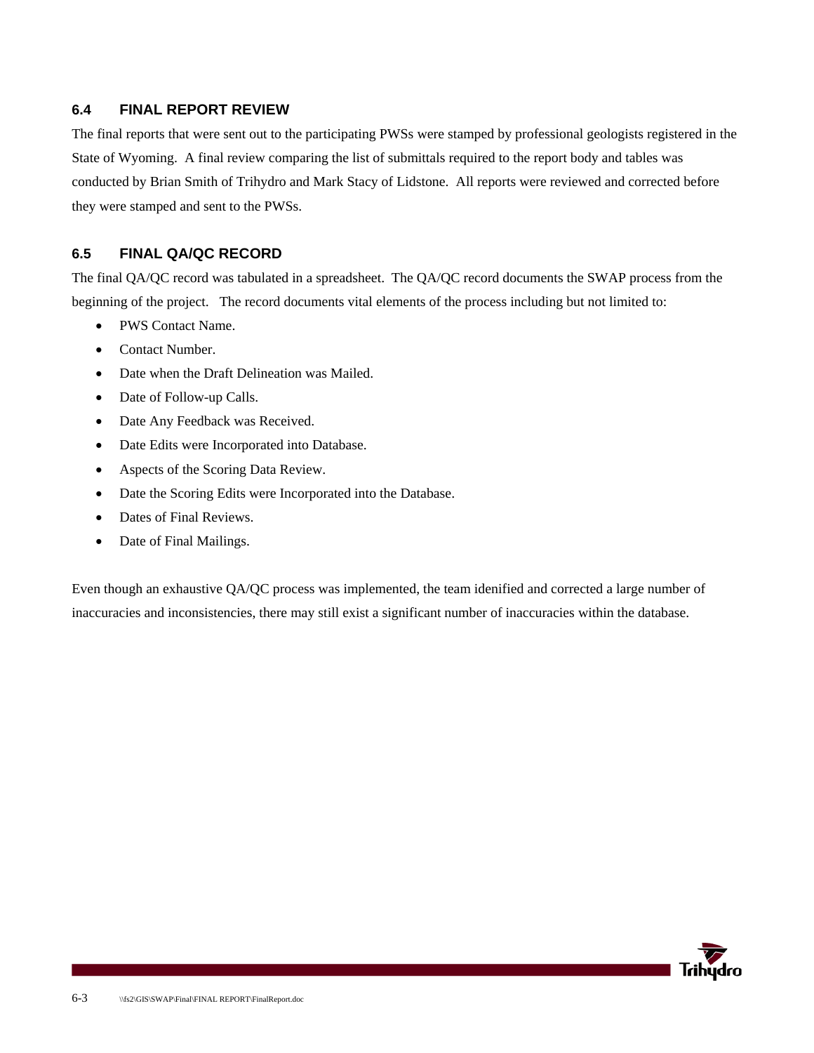### 6.4 FINAL REPORT REVIEW

The final reports that were sent out to the participating PWSs were stamped by professional geologists registered in the State of Wyoming. A final review comparing the list of submittals required to the report body and tables was conducted by Brian Smith of Trihydro and Mark Stacy of Lidstone. All reports were reviewed and corrected before they were stamped and sent to the PWSs.

### 6.5 FINAL QA/QC RECORD

The final QA/QC record was tabulated in a spreadsheet. The QA/QC record documents the SWAP process from the beginning of the project. The record documents vital elements of the process including but not limited to:

- PWS Contact Name.
- Contact Number.
- Date when the Draft Delineation was Mailed.
- Date of Follow-up Calls.
- Date Any Feedback was Received.
- Date Edits were Incorporated into Database.
- Aspects of the Scoring Data Review.
- Date the Scoring Edits were Incorporated into the Database.
- Dates of Final Reviews.
- Date of Final Mailings.

Even though an exhaustive QA/QC process was implemented, the team idenified and corrected a large number of inaccuracies and inconsistencies, there may still exist a significant number of inaccuracies within the database.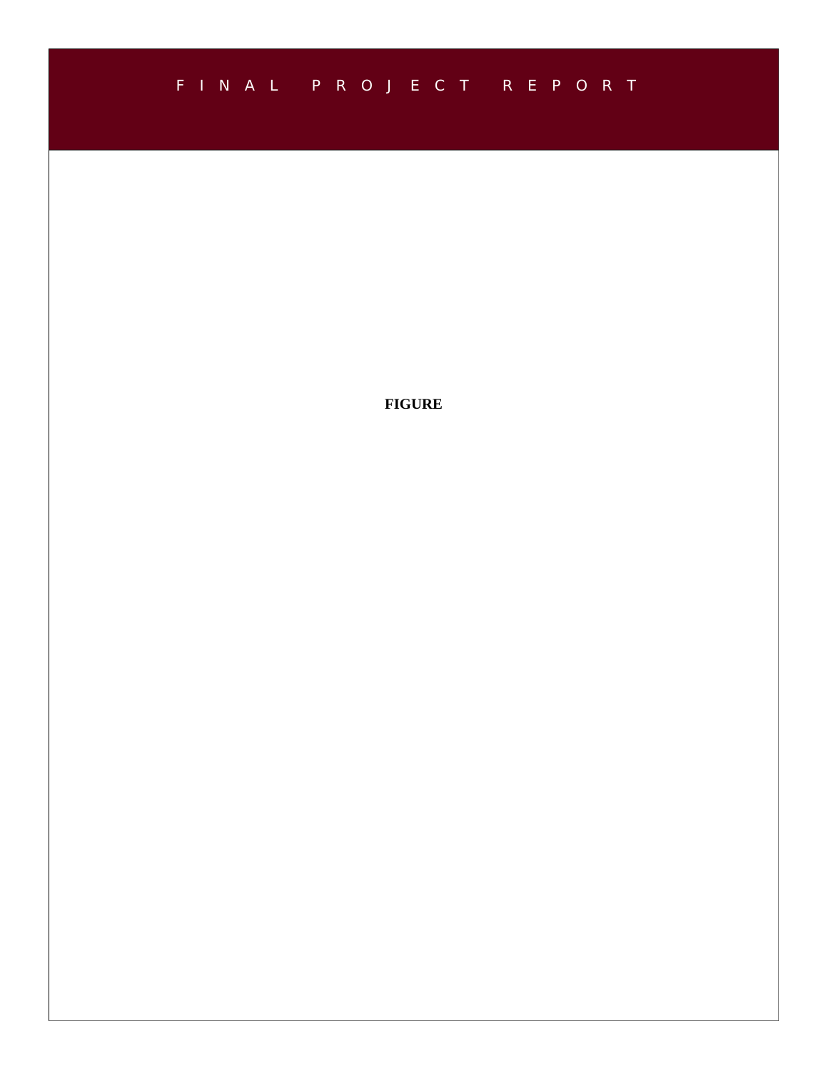**FIGURE**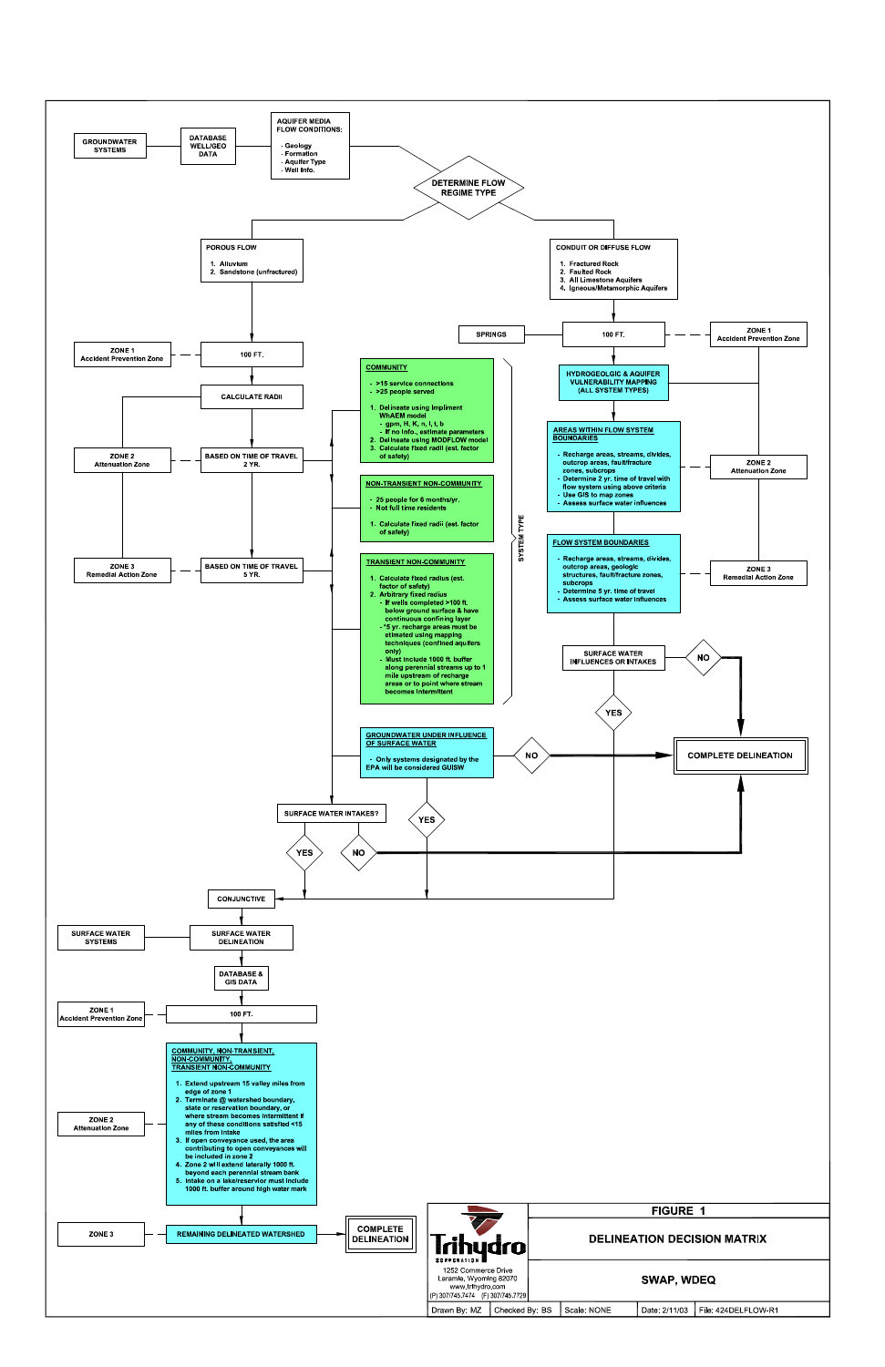GROUNDWATER SYSTEMS

DATABASE WELL/GEO DATA

AQUIFER MEDIA FLOW CONDITIONS:

- Geology
- Formation
- Aquifer Type
- Well Info.

DETERMINE FLOW REGIME TYPE

POROUS FLOW

1. Alluvium
2. Sandstone (unfractured)

CONDUIT OR DIFFUSE FLOW

1. Fractured Rock
2. Faulted Rock
3. All Limestone Aquifers
4. Igneous/Metamorphic Aquifers

ZONE 1 Accident Prevention Zone

100 FT.

CALCULATE RADII

ZONE 2 Attenuation Zone

BASED ON TIME OF TRAVEL 2 YR.

ZONE 3 Remedial Action Zone

BASED ON TIME OF TRAVEL 5 YR.

SPRINGS

100 FT.

ZONE 1 Accident Prevention Zone

HYDROGEOLGIC & AQUIFER VULNERABILITY MAPPING (ALL SYSTEM TYPES)

AREAS WITHIN FLOW SYSTEM BOUNDARIES

- Recharge areas, streams, divides, outcrop areas, fault/fracture zones, subcrops
- Determine 2 yr. time of travel with flow system using above criteria
- Use GIS to map zones
- Assess surface water influences

ZONE 2 Attenuation Zone

FLOW SYSTEM BOUNDARIES

- Recharge areas, streams, divides, outcrop areas, geologic structures, fault/fracture zones, subcrops
- Determine 5 yr. time of travel
- Assess surface water influences

ZONE 3 Remedial Action Zone

SYSTEM TYPE

COMMUNITY

- >15 service connections
- >25 people served

1. Delineate using Impliment WhAEM model
   - gpm, H, K, n, i, t, b
   - If no info., estimate parameters
2. Delineate using MODFLOW model
3. Calculate fixed radii (est. factor of safety)

NON-TRANSIENT NON-COMMUNITY

- 25 people for 6 months/yr.
- Not full time residents

1. Calculate fixed radii (est. factor of safety)

TRANSIENT NON-COMMUNITY

1. Calculate fixed radius (est. factor of safety)
2. Arbitrary fixed radius
   - If wells completed >100 ft. below ground surface & have continuous confining layer
   - *5 yr. recharge areas must be etimated using mapping techniques (confined aquifers only)
   - Must include 1000 ft. buffer along perennial streams up to 1 mile upstream of recharge areas or to point where stream becomes intermittent

SURFACE WATER INFLUENCES OR INTAKES

NO

YES

GROUNDWATER UNDER INFLUENCE OF SURFACE WATER

- Only systems designated by the EPA will be considered GUISW

NO

COMPLETE DELINEATION

SURFACE WATER INTAKES?

YES

YES

NO

CONJUNCTIVE

SURFACE WATER SYSTEMS

SURFACE WATER DELINEATION

DATABASE & GIS DATA

ZONE 1 Accident Prevention Zone

100 FT.

ZONE 2 Attenuation Zone

COMMUNITY, NON-TRANSIENT, NON-COMMUNITY, TRANSIENT NON-COMMUNITY

1. Extend upstream 15 valley miles from edge of zone 1
2. Terminate @ watershed boundary, state or reservation boundary, or where stream becomes intermittent if any of these conditions satisfied <15 miles from intake
3. If open conveyance used, the area contributing to open conveyances will be included in zone 2
4. Zone 2 will extend laterally 1000 ft. beyond each perennial stream bank
5. Intake on a lake/reservior must include 1000 ft. buffer around high water mark

ZONE 3

REMAINING DELINEATED WATERSHED

COMPLETE DELINEATION

Trihydro CORPORATION
1252 Commerce Drive
Laramie, Wyoming 82070
www.trihydro.com
(P) 307/745.7474 (F) 307/745.7729

FIGURE 1

DELINEATION DECISION MATRIX

SWAP, WDEQ

| | | | | |
|---|---|---|---|---|
| Drawn By: MZ | Checked By: BS | Scale: NONE | Date: 2/11/03 | File: 424DELFLOW-R1 |